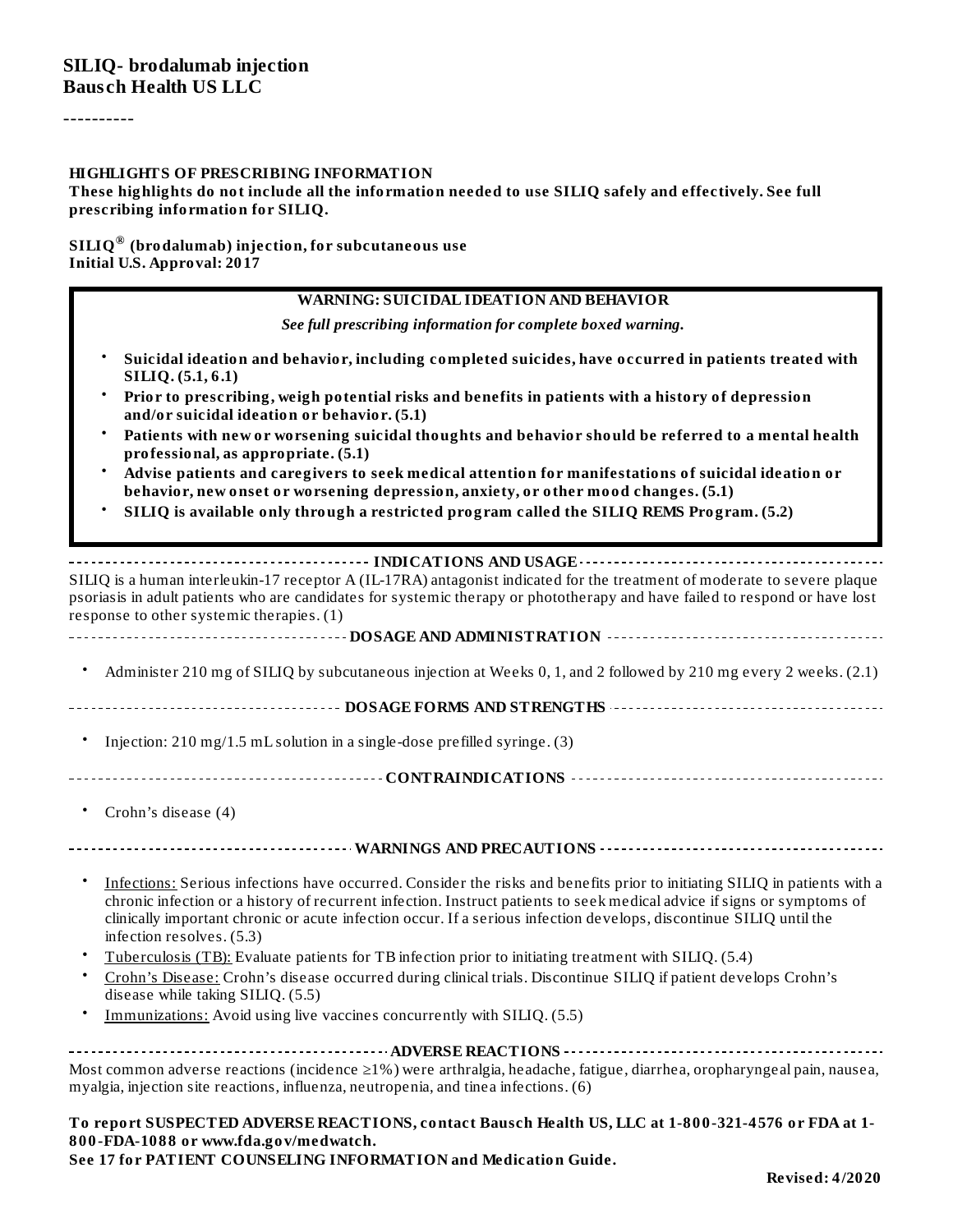# SILIQ- brodalumab injection
## Bausch Health US LLC

----------

**HIGHLIGHTS OF PRESCRIBING INFORMATION**

**These highlights do not include all the information needed to use SILIQ safely and effectively. See full prescribing information for SILIQ.**

**SILIQ® (brodalumab) injection, for subcutaneous use**
**Initial U.S. Approval: 2017**

**WARNING: SUICIDAL IDEATION AND BEHAVIOR**

*See full prescribing information for complete boxed warning.*

- **Suicidal ideation and behavior, including completed suicides, have occurred in patients treated with SILIQ. (5.1, 6.1)**
- **Prior to prescribing, weigh potential risks and benefits in patients with a history of depression and/or suicidal ideation or behavior. (5.1)**
- **Patients with new or worsening suicidal thoughts and behavior should be referred to a mental health professional, as appropriate. (5.1)**
- **Advise patients and caregivers to seek medical attention for manifestations of suicidal ideation or behavior, new onset or worsening depression, anxiety, or other mood changes. (5.1)**
- **SILIQ is available only through a restricted program called the SILIQ REMS Program. (5.2)**

**INDICATIONS AND USAGE**

SILIQ is a human interleukin-17 receptor A (IL-17RA) antagonist indicated for the treatment of moderate to severe plaque psoriasis in adult patients who are candidates for systemic therapy or phototherapy and have failed to respond or have lost response to other systemic therapies. (1)

**DOSAGE AND ADMINISTRATION**

- Administer 210 mg of SILIQ by subcutaneous injection at Weeks 0, 1, and 2 followed by 210 mg every 2 weeks. (2.1)

**DOSAGE FORMS AND STRENGTHS**

- Injection: 210 mg/1.5 mL solution in a single-dose prefilled syringe. (3)

**CONTRAINDICATIONS**

- Crohn's disease (4)

**WARNINGS AND PRECAUTIONS**

- Infections: Serious infections have occurred. Consider the risks and benefits prior to initiating SILIQ in patients with a chronic infection or a history of recurrent infection. Instruct patients to seek medical advice if signs or symptoms of clinically important chronic or acute infection occur. If a serious infection develops, discontinue SILIQ until the infection resolves. (5.3)
- Tuberculosis (TB): Evaluate patients for TB infection prior to initiating treatment with SILIQ. (5.4)
- Crohn's Disease: Crohn's disease occurred during clinical trials. Discontinue SILIQ if patient develops Crohn's disease while taking SILIQ. (5.5)
- Immunizations: Avoid using live vaccines concurrently with SILIQ. (5.5)

**ADVERSE REACTIONS**

Most common adverse reactions (incidence ≥1%) were arthralgia, headache, fatigue, diarrhea, oropharyngeal pain, nausea, myalgia, injection site reactions, influenza, neutropenia, and tinea infections. (6)

**To report SUSPECTED ADVERSE REACTIONS, contact Bausch Health US, LLC at 1-800-321-4576 or FDA at 1-800-FDA-1088 or www.fda.gov/medwatch.**

**See 17 for PATIENT COUNSELING INFORMATION and Medication Guide.**

**Revised: 4/2020**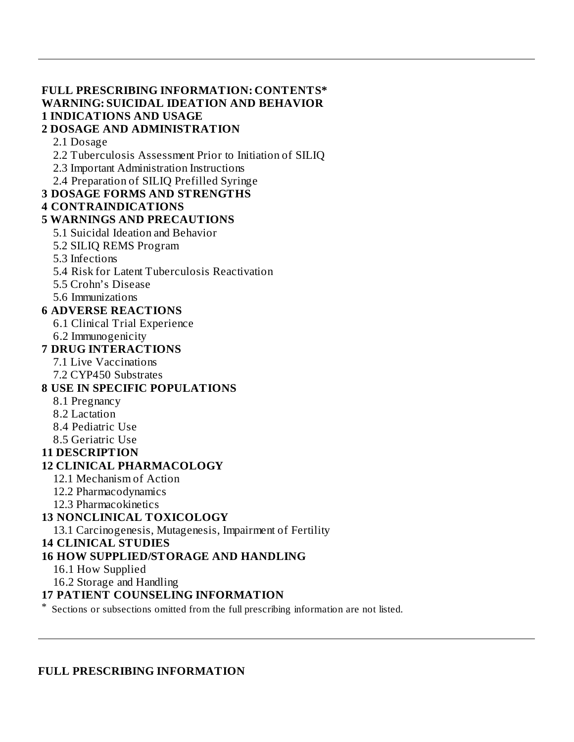**FULL PRESCRIBING INFORMATION: CONTENTS***

**WARNING: SUICIDAL IDEATION AND BEHAVIOR**

**1 INDICATIONS AND USAGE**

**2 DOSAGE AND ADMINISTRATION**

- 2.1 Dosage
- 2.2 Tuberculosis Assessment Prior to Initiation of SILIQ
- 2.3 Important Administration Instructions
- 2.4 Preparation of SILIQ Prefilled Syringe

**3 DOSAGE FORMS AND STRENGTHS**

**4 CONTRAINDICATIONS**

**5 WARNINGS AND PRECAUTIONS**

- 5.1 Suicidal Ideation and Behavior
- 5.2 SILIQ REMS Program
- 5.3 Infections
- 5.4 Risk for Latent Tuberculosis Reactivation
- 5.5 Crohn's Disease
- 5.6 Immunizations

**6 ADVERSE REACTIONS**

- 6.1 Clinical Trial Experience
- 6.2 Immunogenicity

**7 DRUG INTERACTIONS**

- 7.1 Live Vaccinations
- 7.2 CYP450 Substrates

**8 USE IN SPECIFIC POPULATIONS**

- 8.1 Pregnancy
- 8.2 Lactation
- 8.4 Pediatric Use
- 8.5 Geriatric Use

**11 DESCRIPTION**

**12 CLINICAL PHARMACOLOGY**

- 12.1 Mechanism of Action
- 12.2 Pharmacodynamics
- 12.3 Pharmacokinetics

**13 NONCLINICAL TOXICOLOGY**

- 13.1 Carcinogenesis, Mutagenesis, Impairment of Fertility

**14 CLINICAL STUDIES**

**16 HOW SUPPLIED/STORAGE AND HANDLING**

- 16.1 How Supplied
- 16.2 Storage and Handling

**17 PATIENT COUNSELING INFORMATION**

* Sections or subsections omitted from the full prescribing information are not listed.

**FULL PRESCRIBING INFORMATION**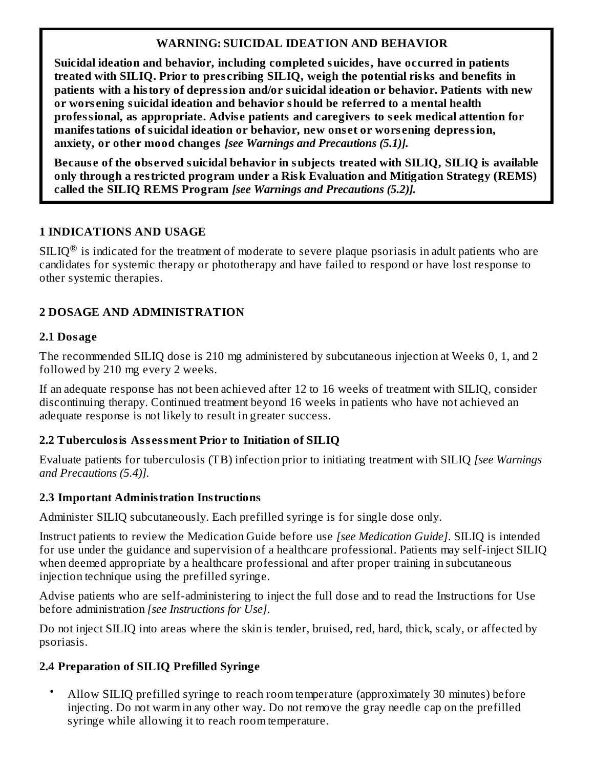**WARNING: SUICIDAL IDEATION AND BEHAVIOR**

**Suicidal ideation and behavior, including completed suicides, have occurred in patients treated with SILIQ. Prior to prescribing SILIQ, weigh the potential risks and benefits in patients with a history of depression and/or suicidal ideation or behavior. Patients with new or worsening suicidal ideation and behavior should be referred to a mental health professional, as appropriate. Advise patients and caregivers to seek medical attention for manifestations of suicidal ideation or behavior, new onset or worsening depression, anxiety, or other mood changes** ***[see Warnings and Precautions (5.1)].***

**Because of the observed suicidal behavior in subjects treated with SILIQ, SILIQ is available only through a restricted program under a Risk Evaluation and Mitigation Strategy (REMS) called the SILIQ REMS Program** ***[see Warnings and Precautions (5.2)].***

## 1 INDICATIONS AND USAGE

SILIQ® is indicated for the treatment of moderate to severe plaque psoriasis in adult patients who are candidates for systemic therapy or phototherapy and have failed to respond or have lost response to other systemic therapies.

## 2 DOSAGE AND ADMINISTRATION

### 2.1 Dosage

The recommended SILIQ dose is 210 mg administered by subcutaneous injection at Weeks 0, 1, and 2 followed by 210 mg every 2 weeks.

If an adequate response has not been achieved after 12 to 16 weeks of treatment with SILIQ, consider discontinuing therapy. Continued treatment beyond 16 weeks in patients who have not achieved an adequate response is not likely to result in greater success.

### 2.2 Tuberculosis Assessment Prior to Initiation of SILIQ

Evaluate patients for tuberculosis (TB) infection prior to initiating treatment with SILIQ *[see Warnings and Precautions (5.4)].*

### 2.3 Important Administration Instructions

Administer SILIQ subcutaneously. Each prefilled syringe is for single dose only.

Instruct patients to review the Medication Guide before use *[see Medication Guide]*. SILIQ is intended for use under the guidance and supervision of a healthcare professional. Patients may self-inject SILIQ when deemed appropriate by a healthcare professional and after proper training in subcutaneous injection technique using the prefilled syringe.

Advise patients who are self-administering to inject the full dose and to read the Instructions for Use before administration *[see Instructions for Use]*.

Do not inject SILIQ into areas where the skin is tender, bruised, red, hard, thick, scaly, or affected by psoriasis.

### 2.4 Preparation of SILIQ Prefilled Syringe

- Allow SILIQ prefilled syringe to reach room temperature (approximately 30 minutes) before injecting. Do not warm in any other way. Do not remove the gray needle cap on the prefilled syringe while allowing it to reach room temperature.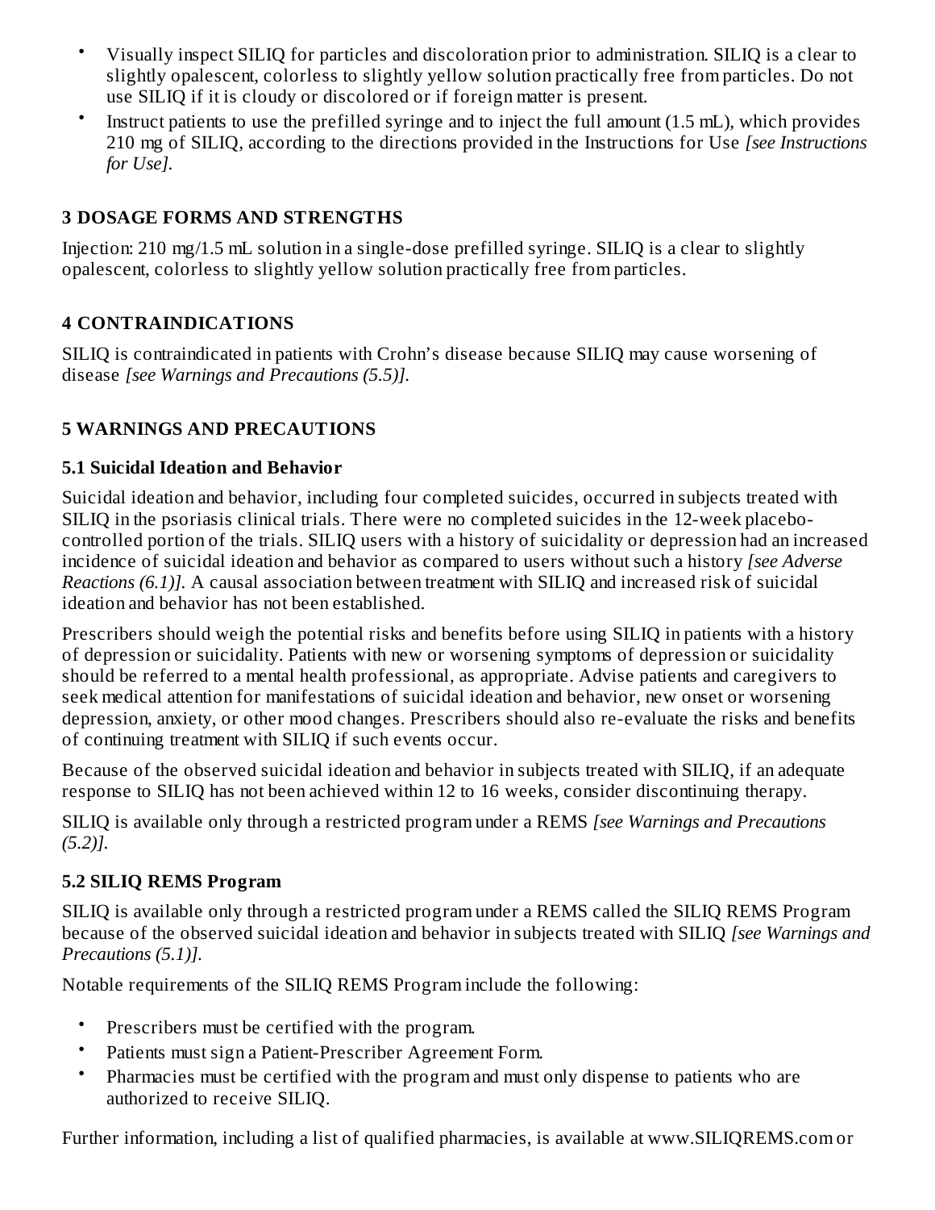- Visually inspect SILIQ for particles and discoloration prior to administration. SILIQ is a clear to slightly opalescent, colorless to slightly yellow solution practically free from particles. Do not use SILIQ if it is cloudy or discolored or if foreign matter is present.
- Instruct patients to use the prefilled syringe and to inject the full amount (1.5 mL), which provides 210 mg of SILIQ, according to the directions provided in the Instructions for Use *[see Instructions for Use].*

## 3 DOSAGE FORMS AND STRENGTHS

Injection: 210 mg/1.5 mL solution in a single-dose prefilled syringe. SILIQ is a clear to slightly opalescent, colorless to slightly yellow solution practically free from particles.

## 4 CONTRAINDICATIONS

SILIQ is contraindicated in patients with Crohn's disease because SILIQ may cause worsening of disease *[see Warnings and Precautions (5.5)].*

## 5 WARNINGS AND PRECAUTIONS

### 5.1 Suicidal Ideation and Behavior

Suicidal ideation and behavior, including four completed suicides, occurred in subjects treated with SILIQ in the psoriasis clinical trials. There were no completed suicides in the 12-week placebo-controlled portion of the trials. SILIQ users with a history of suicidality or depression had an increased incidence of suicidal ideation and behavior as compared to users without such a history *[see Adverse Reactions (6.1)].* A causal association between treatment with SILIQ and increased risk of suicidal ideation and behavior has not been established.

Prescribers should weigh the potential risks and benefits before using SILIQ in patients with a history of depression or suicidality. Patients with new or worsening symptoms of depression or suicidality should be referred to a mental health professional, as appropriate. Advise patients and caregivers to seek medical attention for manifestations of suicidal ideation and behavior, new onset or worsening depression, anxiety, or other mood changes. Prescribers should also re-evaluate the risks and benefits of continuing treatment with SILIQ if such events occur.

Because of the observed suicidal ideation and behavior in subjects treated with SILIQ, if an adequate response to SILIQ has not been achieved within 12 to 16 weeks, consider discontinuing therapy.

SILIQ is available only through a restricted program under a REMS *[see Warnings and Precautions (5.2)].*

### 5.2 SILIQ REMS Program

SILIQ is available only through a restricted program under a REMS called the SILIQ REMS Program because of the observed suicidal ideation and behavior in subjects treated with SILIQ *[see Warnings and Precautions (5.1)].*

Notable requirements of the SILIQ REMS Program include the following:

- Prescribers must be certified with the program.
- Patients must sign a Patient-Prescriber Agreement Form.
- Pharmacies must be certified with the program and must only dispense to patients who are authorized to receive SILIQ.

Further information, including a list of qualified pharmacies, is available at www.SILIQREMS.com or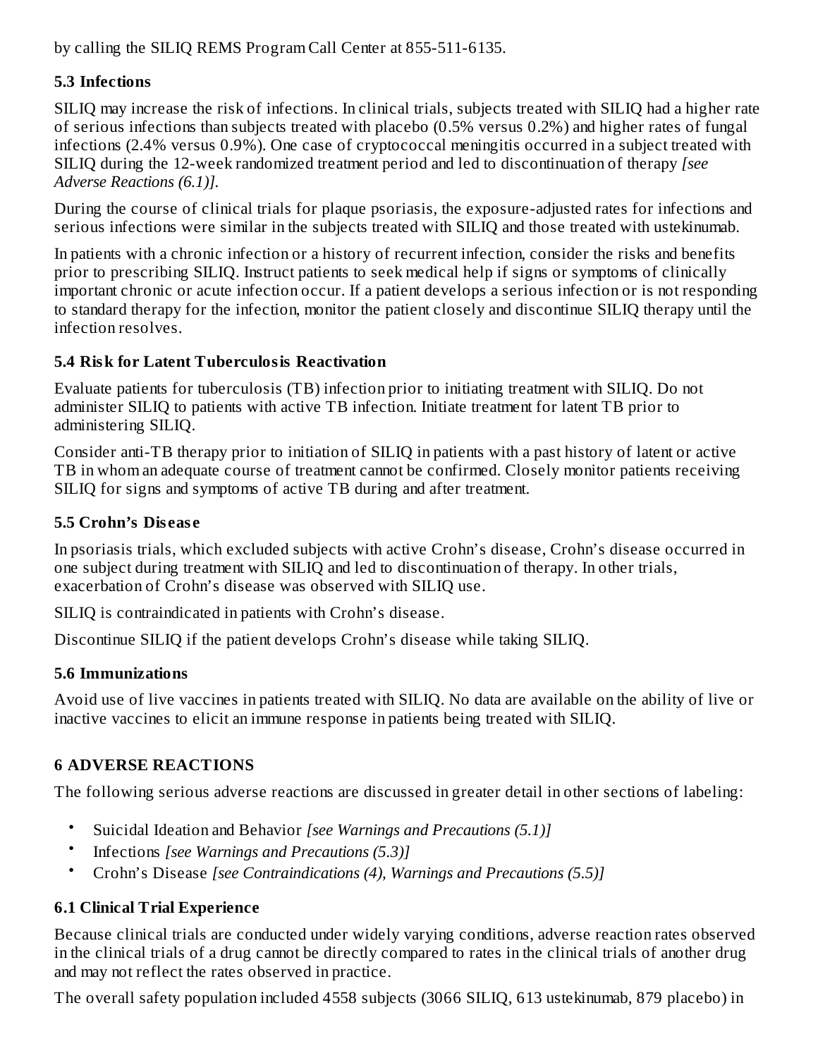by calling the SILIQ REMS Program Call Center at 855-511-6135.

### 5.3 Infections

SILIQ may increase the risk of infections. In clinical trials, subjects treated with SILIQ had a higher rate of serious infections than subjects treated with placebo (0.5% versus 0.2%) and higher rates of fungal infections (2.4% versus 0.9%). One case of cryptococcal meningitis occurred in a subject treated with SILIQ during the 12-week randomized treatment period and led to discontinuation of therapy *[see Adverse Reactions (6.1)].*

During the course of clinical trials for plaque psoriasis, the exposure-adjusted rates for infections and serious infections were similar in the subjects treated with SILIQ and those treated with ustekinumab.

In patients with a chronic infection or a history of recurrent infection, consider the risks and benefits prior to prescribing SILIQ. Instruct patients to seek medical help if signs or symptoms of clinically important chronic or acute infection occur. If a patient develops a serious infection or is not responding to standard therapy for the infection, monitor the patient closely and discontinue SILIQ therapy until the infection resolves.

### 5.4 Risk for Latent Tuberculosis Reactivation

Evaluate patients for tuberculosis (TB) infection prior to initiating treatment with SILIQ. Do not administer SILIQ to patients with active TB infection. Initiate treatment for latent TB prior to administering SILIQ.

Consider anti-TB therapy prior to initiation of SILIQ in patients with a past history of latent or active TB in whom an adequate course of treatment cannot be confirmed. Closely monitor patients receiving SILIQ for signs and symptoms of active TB during and after treatment.

### 5.5 Crohn's Disease

In psoriasis trials, which excluded subjects with active Crohn's disease, Crohn's disease occurred in one subject during treatment with SILIQ and led to discontinuation of therapy. In other trials, exacerbation of Crohn's disease was observed with SILIQ use.

SILIQ is contraindicated in patients with Crohn's disease.

Discontinue SILIQ if the patient develops Crohn's disease while taking SILIQ.

### 5.6 Immunizations

Avoid use of live vaccines in patients treated with SILIQ. No data are available on the ability of live or inactive vaccines to elicit an immune response in patients being treated with SILIQ.

## 6 ADVERSE REACTIONS

The following serious adverse reactions are discussed in greater detail in other sections of labeling:

- Suicidal Ideation and Behavior *[see Warnings and Precautions (5.1)]*
- Infections *[see Warnings and Precautions (5.3)]*
- Crohn's Disease *[see Contraindications (4), Warnings and Precautions (5.5)]*

### 6.1 Clinical Trial Experience

Because clinical trials are conducted under widely varying conditions, adverse reaction rates observed in the clinical trials of a drug cannot be directly compared to rates in the clinical trials of another drug and may not reflect the rates observed in practice.

The overall safety population included 4558 subjects (3066 SILIQ, 613 ustekinumab, 879 placebo) in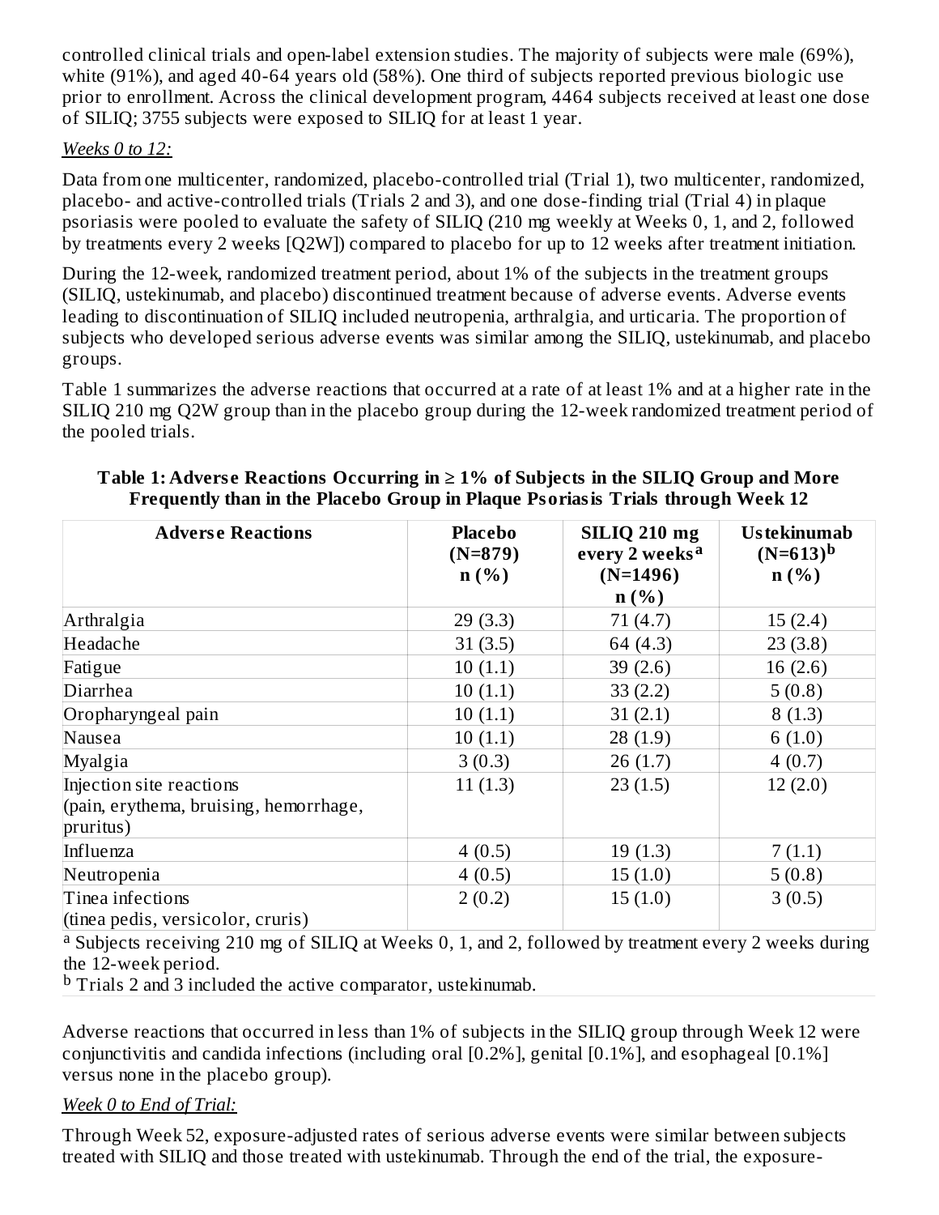controlled clinical trials and open-label extension studies. The majority of subjects were male (69%), white (91%), and aged 40-64 years old (58%). One third of subjects reported previous biologic use prior to enrollment. Across the clinical development program, 4464 subjects received at least one dose of SILIQ; 3755 subjects were exposed to SILIQ for at least 1 year.

*Weeks 0 to 12:*

Data from one multicenter, randomized, placebo-controlled trial (Trial 1), two multicenter, randomized, placebo- and active-controlled trials (Trials 2 and 3), and one dose-finding trial (Trial 4) in plaque psoriasis were pooled to evaluate the safety of SILIQ (210 mg weekly at Weeks 0, 1, and 2, followed by treatments every 2 weeks [Q2W]) compared to placebo for up to 12 weeks after treatment initiation.

During the 12-week, randomized treatment period, about 1% of the subjects in the treatment groups (SILIQ, ustekinumab, and placebo) discontinued treatment because of adverse events. Adverse events leading to discontinuation of SILIQ included neutropenia, arthralgia, and urticaria. The proportion of subjects who developed serious adverse events was similar among the SILIQ, ustekinumab, and placebo groups.

Table 1 summarizes the adverse reactions that occurred at a rate of at least 1% and at a higher rate in the SILIQ 210 mg Q2W group than in the placebo group during the 12-week randomized treatment period of the pooled trials.

**Table 1: Adverse Reactions Occurring in ≥ 1% of Subjects in the SILIQ Group and More Frequently than in the Placebo Group in Plaque Psoriasis Trials through Week 12**

| Adverse Reactions | Placebo (N=879) n (%) | SILIQ 210 mg every 2 weeks[a] (N=1496) n (%) | Ustekinumab (N=613)[b] n (%) |
|---|---|---|---|
| Arthralgia | 29 (3.3) | 71 (4.7) | 15 (2.4) |
| Headache | 31 (3.5) | 64 (4.3) | 23 (3.8) |
| Fatigue | 10 (1.1) | 39 (2.6) | 16 (2.6) |
| Diarrhea | 10 (1.1) | 33 (2.2) | 5 (0.8) |
| Oropharyngeal pain | 10 (1.1) | 31 (2.1) | 8 (1.3) |
| Nausea | 10 (1.1) | 28 (1.9) | 6 (1.0) |
| Myalgia | 3 (0.3) | 26 (1.7) | 4 (0.7) |
| Injection site reactions (pain, erythema, bruising, hemorrhage, pruritus) | 11 (1.3) | 23 (1.5) | 12 (2.0) |
| Influenza | 4 (0.5) | 19 (1.3) | 7 (1.1) |
| Neutropenia | 4 (0.5) | 15 (1.0) | 5 (0.8) |
| Tinea infections (tinea pedis, versicolor, cruris) | 2 (0.2) | 15 (1.0) | 3 (0.5) |

[a] Subjects receiving 210 mg of SILIQ at Weeks 0, 1, and 2, followed by treatment every 2 weeks during the 12-week period.
[b] Trials 2 and 3 included the active comparator, ustekinumab.

Adverse reactions that occurred in less than 1% of subjects in the SILIQ group through Week 12 were conjunctivitis and candida infections (including oral [0.2%], genital [0.1%], and esophageal [0.1%] versus none in the placebo group).

*Week 0 to End of Trial:*

Through Week 52, exposure-adjusted rates of serious adverse events were similar between subjects treated with SILIQ and those treated with ustekinumab. Through the end of the trial, the exposure-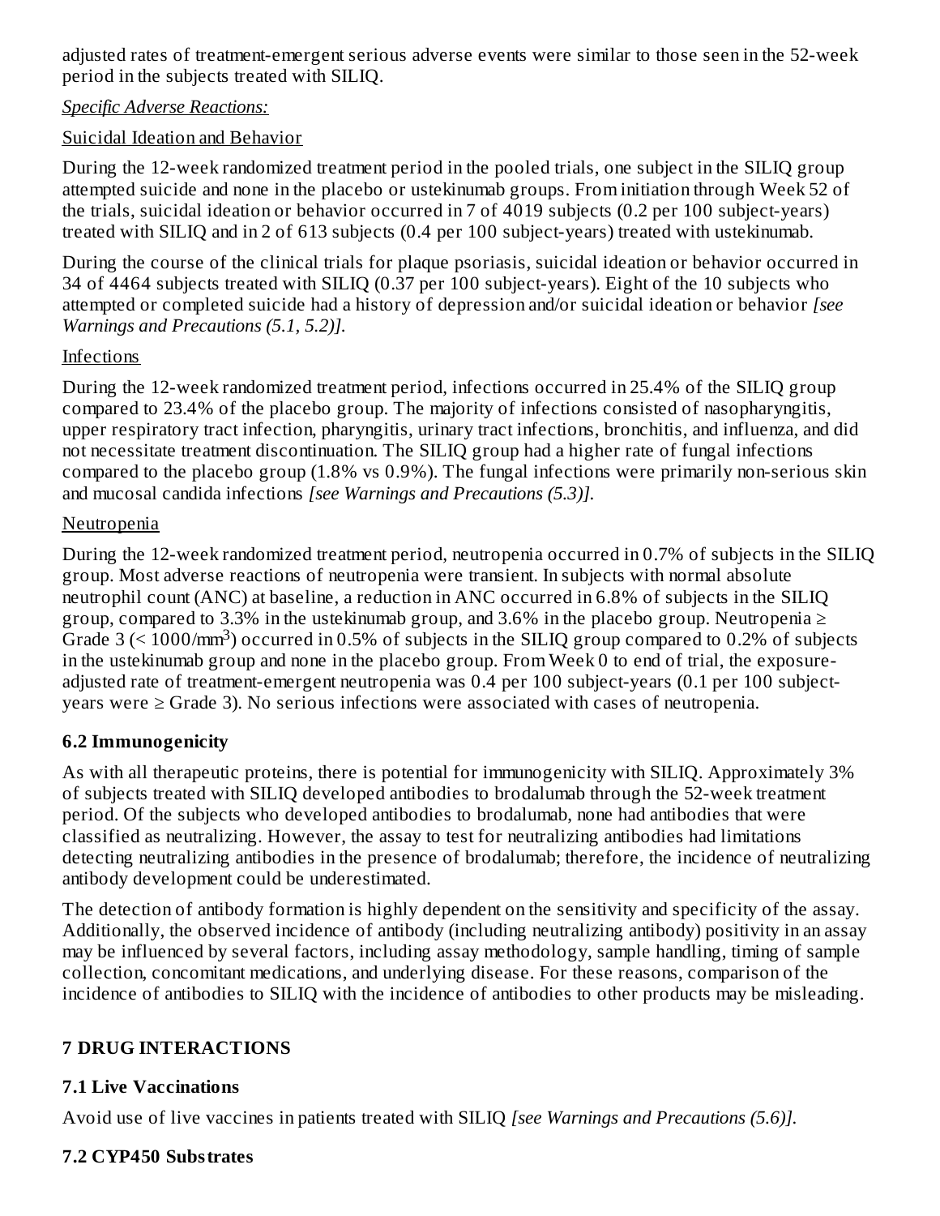adjusted rates of treatment-emergent serious adverse events were similar to those seen in the 52-week period in the subjects treated with SILIQ.

*Specific Adverse Reactions:*

Suicidal Ideation and Behavior

During the 12-week randomized treatment period in the pooled trials, one subject in the SILIQ group attempted suicide and none in the placebo or ustekinumab groups. From initiation through Week 52 of the trials, suicidal ideation or behavior occurred in 7 of 4019 subjects (0.2 per 100 subject-years) treated with SILIQ and in 2 of 613 subjects (0.4 per 100 subject-years) treated with ustekinumab.

During the course of the clinical trials for plaque psoriasis, suicidal ideation or behavior occurred in 34 of 4464 subjects treated with SILIQ (0.37 per 100 subject-years). Eight of the 10 subjects who attempted or completed suicide had a history of depression and/or suicidal ideation or behavior *[see Warnings and Precautions (5.1, 5.2)]*.

Infections

During the 12-week randomized treatment period, infections occurred in 25.4% of the SILIQ group compared to 23.4% of the placebo group. The majority of infections consisted of nasopharyngitis, upper respiratory tract infection, pharyngitis, urinary tract infections, bronchitis, and influenza, and did not necessitate treatment discontinuation. The SILIQ group had a higher rate of fungal infections compared to the placebo group (1.8% vs 0.9%). The fungal infections were primarily non-serious skin and mucosal candida infections *[see Warnings and Precautions (5.3)]*.

Neutropenia

During the 12-week randomized treatment period, neutropenia occurred in 0.7% of subjects in the SILIQ group. Most adverse reactions of neutropenia were transient. In subjects with normal absolute neutrophil count (ANC) at baseline, a reduction in ANC occurred in 6.8% of subjects in the SILIQ group, compared to 3.3% in the ustekinumab group, and 3.6% in the placebo group. Neutropenia ≥ Grade 3 (< 1000/mm$^3$) occurred in 0.5% of subjects in the SILIQ group compared to 0.2% of subjects in the ustekinumab group and none in the placebo group. From Week 0 to end of trial, the exposure-adjusted rate of treatment-emergent neutropenia was 0.4 per 100 subject-years (0.1 per 100 subject-years were ≥ Grade 3). No serious infections were associated with cases of neutropenia.

### 6.2 Immunogenicity

As with all therapeutic proteins, there is potential for immunogenicity with SILIQ. Approximately 3% of subjects treated with SILIQ developed antibodies to brodalumab through the 52-week treatment period. Of the subjects who developed antibodies to brodalumab, none had antibodies that were classified as neutralizing. However, the assay to test for neutralizing antibodies had limitations detecting neutralizing antibodies in the presence of brodalumab; therefore, the incidence of neutralizing antibody development could be underestimated.

The detection of antibody formation is highly dependent on the sensitivity and specificity of the assay. Additionally, the observed incidence of antibody (including neutralizing antibody) positivity in an assay may be influenced by several factors, including assay methodology, sample handling, timing of sample collection, concomitant medications, and underlying disease. For these reasons, comparison of the incidence of antibodies to SILIQ with the incidence of antibodies to other products may be misleading.

## 7 DRUG INTERACTIONS

### 7.1 Live Vaccinations

Avoid use of live vaccines in patients treated with SILIQ *[see Warnings and Precautions (5.6)]*.

### 7.2 CYP450 Substrates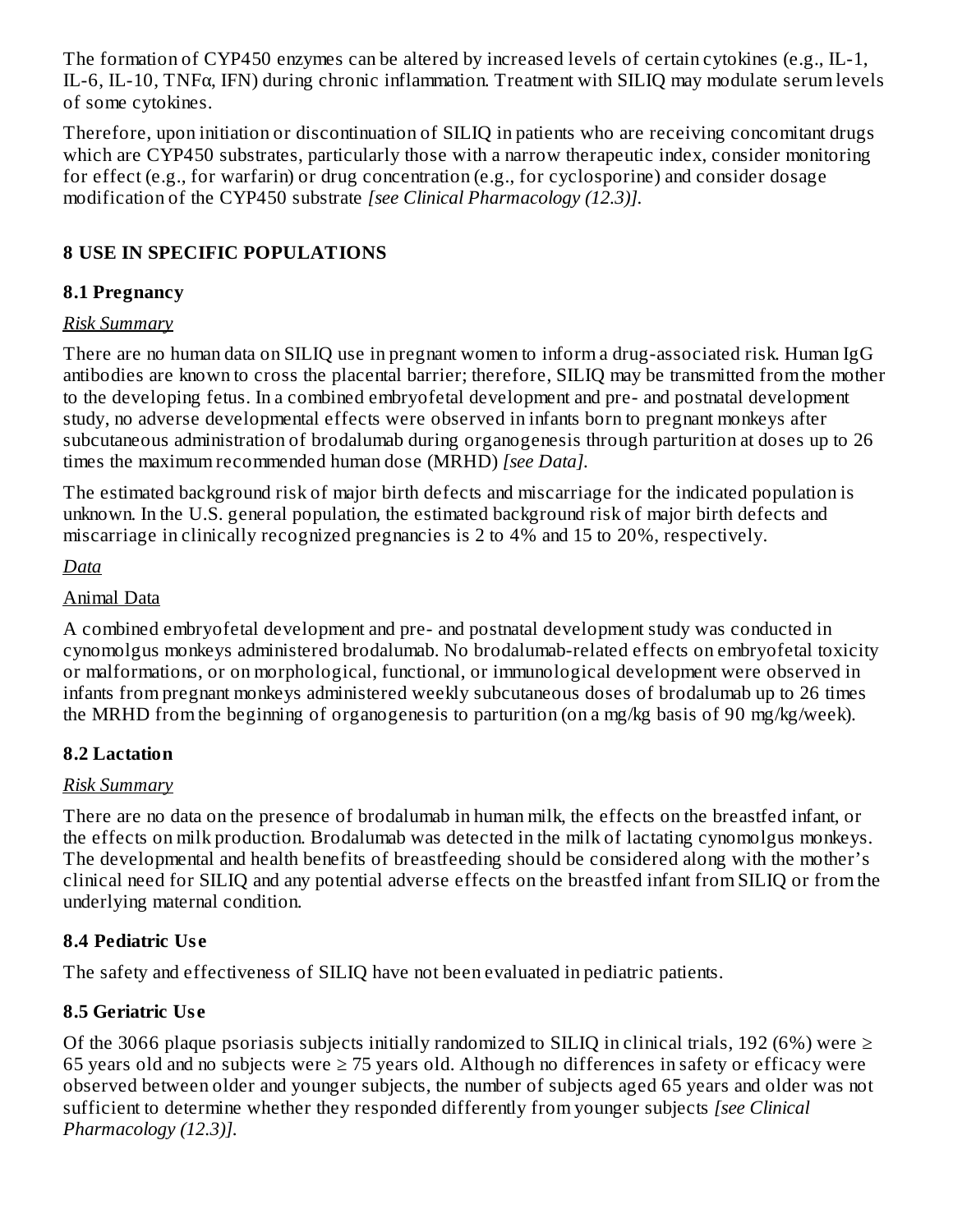The formation of CYP450 enzymes can be altered by increased levels of certain cytokines (e.g., IL-1, IL-6, IL-10, TNFα, IFN) during chronic inflammation. Treatment with SILIQ may modulate serum levels of some cytokines.

Therefore, upon initiation or discontinuation of SILIQ in patients who are receiving concomitant drugs which are CYP450 substrates, particularly those with a narrow therapeutic index, consider monitoring for effect (e.g., for warfarin) or drug concentration (e.g., for cyclosporine) and consider dosage modification of the CYP450 substrate *[see Clinical Pharmacology (12.3)]*.

## 8 USE IN SPECIFIC POPULATIONS

### 8.1 Pregnancy

*Risk Summary*

There are no human data on SILIQ use in pregnant women to inform a drug-associated risk. Human IgG antibodies are known to cross the placental barrier; therefore, SILIQ may be transmitted from the mother to the developing fetus. In a combined embryofetal development and pre- and postnatal development study, no adverse developmental effects were observed in infants born to pregnant monkeys after subcutaneous administration of brodalumab during organogenesis through parturition at doses up to 26 times the maximum recommended human dose (MRHD) *[see Data]*.

The estimated background risk of major birth defects and miscarriage for the indicated population is unknown. In the U.S. general population, the estimated background risk of major birth defects and miscarriage in clinically recognized pregnancies is 2 to 4% and 15 to 20%, respectively.

*Data*

Animal Data

A combined embryofetal development and pre- and postnatal development study was conducted in cynomolgus monkeys administered brodalumab. No brodalumab-related effects on embryofetal toxicity or malformations, or on morphological, functional, or immunological development were observed in infants from pregnant monkeys administered weekly subcutaneous doses of brodalumab up to 26 times the MRHD from the beginning of organogenesis to parturition (on a mg/kg basis of 90 mg/kg/week).

### 8.2 Lactation

*Risk Summary*

There are no data on the presence of brodalumab in human milk, the effects on the breastfed infant, or the effects on milk production. Brodalumab was detected in the milk of lactating cynomolgus monkeys. The developmental and health benefits of breastfeeding should be considered along with the mother's clinical need for SILIQ and any potential adverse effects on the breastfed infant from SILIQ or from the underlying maternal condition.

### 8.4 Pediatric Use

The safety and effectiveness of SILIQ have not been evaluated in pediatric patients.

### 8.5 Geriatric Use

Of the 3066 plaque psoriasis subjects initially randomized to SILIQ in clinical trials, 192 (6%) were ≥ 65 years old and no subjects were ≥ 75 years old. Although no differences in safety or efficacy were observed between older and younger subjects, the number of subjects aged 65 years and older was not sufficient to determine whether they responded differently from younger subjects *[see Clinical Pharmacology (12.3)]*.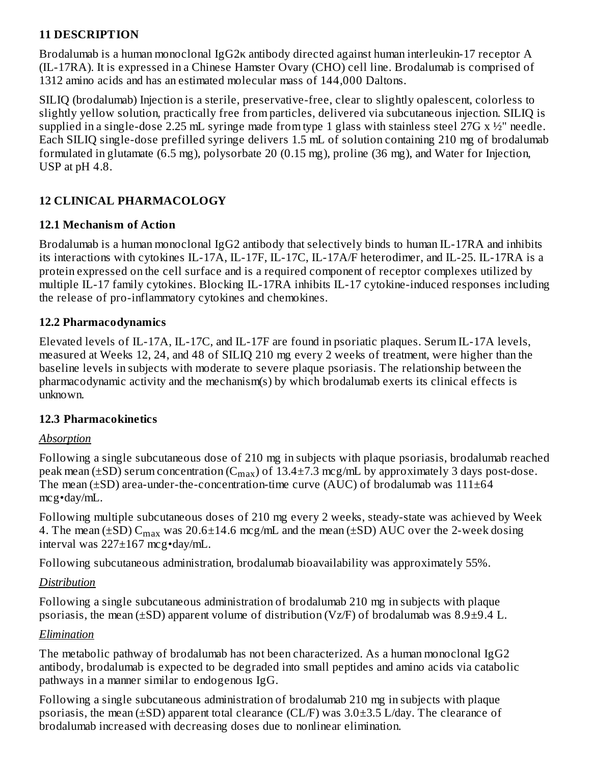## 11 DESCRIPTION

Brodalumab is a human monoclonal IgG2κ antibody directed against human interleukin-17 receptor A (IL-17RA). It is expressed in a Chinese Hamster Ovary (CHO) cell line. Brodalumab is comprised of 1312 amino acids and has an estimated molecular mass of 144,000 Daltons.

SILIQ (brodalumab) Injection is a sterile, preservative-free, clear to slightly opalescent, colorless to slightly yellow solution, practically free from particles, delivered via subcutaneous injection. SILIQ is supplied in a single-dose 2.25 mL syringe made from type 1 glass with stainless steel 27G x ½" needle. Each SILIQ single-dose prefilled syringe delivers 1.5 mL of solution containing 210 mg of brodalumab formulated in glutamate (6.5 mg), polysorbate 20 (0.15 mg), proline (36 mg), and Water for Injection, USP at pH 4.8.

## 12 CLINICAL PHARMACOLOGY

### 12.1 Mechanism of Action

Brodalumab is a human monoclonal IgG2 antibody that selectively binds to human IL-17RA and inhibits its interactions with cytokines IL-17A, IL-17F, IL-17C, IL-17A/F heterodimer, and IL-25. IL-17RA is a protein expressed on the cell surface and is a required component of receptor complexes utilized by multiple IL-17 family cytokines. Blocking IL-17RA inhibits IL-17 cytokine-induced responses including the release of pro-inflammatory cytokines and chemokines.

### 12.2 Pharmacodynamics

Elevated levels of IL-17A, IL-17C, and IL-17F are found in psoriatic plaques. Serum IL-17A levels, measured at Weeks 12, 24, and 48 of SILIQ 210 mg every 2 weeks of treatment, were higher than the baseline levels in subjects with moderate to severe plaque psoriasis. The relationship between the pharmacodynamic activity and the mechanism(s) by which brodalumab exerts its clinical effects is unknown.

### 12.3 Pharmacokinetics

*Absorption*

Following a single subcutaneous dose of 210 mg in subjects with plaque psoriasis, brodalumab reached peak mean (±SD) serum concentration ($C_{max}$) of 13.4±7.3 mcg/mL by approximately 3 days post-dose. The mean (±SD) area-under-the-concentration-time curve (AUC) of brodalumab was 111±64 mcg•day/mL.

Following multiple subcutaneous doses of 210 mg every 2 weeks, steady-state was achieved by Week 4. The mean (±SD) $C_{max}$ was 20.6±14.6 mcg/mL and the mean (±SD) AUC over the 2-week dosing interval was 227±167 mcg•day/mL.

Following subcutaneous administration, brodalumab bioavailability was approximately 55%.

*Distribution*

Following a single subcutaneous administration of brodalumab 210 mg in subjects with plaque psoriasis, the mean (±SD) apparent volume of distribution (Vz/F) of brodalumab was 8.9±9.4 L.

*Elimination*

The metabolic pathway of brodalumab has not been characterized. As a human monoclonal IgG2 antibody, brodalumab is expected to be degraded into small peptides and amino acids via catabolic pathways in a manner similar to endogenous IgG.

Following a single subcutaneous administration of brodalumab 210 mg in subjects with plaque psoriasis, the mean (±SD) apparent total clearance (CL/F) was 3.0±3.5 L/day. The clearance of brodalumab increased with decreasing doses due to nonlinear elimination.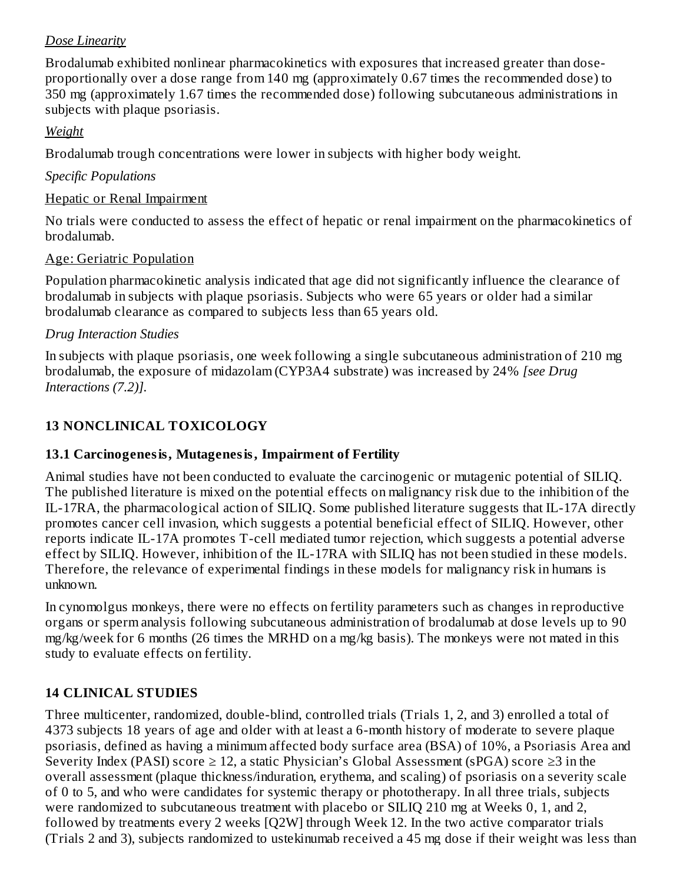*Dose Linearity*

Brodalumab exhibited nonlinear pharmacokinetics with exposures that increased greater than dose-proportionally over a dose range from 140 mg (approximately 0.67 times the recommended dose) to 350 mg (approximately 1.67 times the recommended dose) following subcutaneous administrations in subjects with plaque psoriasis.

*Weight*

Brodalumab trough concentrations were lower in subjects with higher body weight.

*Specific Populations*

Hepatic or Renal Impairment

No trials were conducted to assess the effect of hepatic or renal impairment on the pharmacokinetics of brodalumab.

Age: Geriatric Population

Population pharmacokinetic analysis indicated that age did not significantly influence the clearance of brodalumab in subjects with plaque psoriasis. Subjects who were 65 years or older had a similar brodalumab clearance as compared to subjects less than 65 years old.

*Drug Interaction Studies*

In subjects with plaque psoriasis, one week following a single subcutaneous administration of 210 mg brodalumab, the exposure of midazolam (CYP3A4 substrate) was increased by 24% *[see Drug Interactions (7.2)]*.

## 13 NONCLINICAL TOXICOLOGY

### 13.1 Carcinogenesis, Mutagenesis, Impairment of Fertility

Animal studies have not been conducted to evaluate the carcinogenic or mutagenic potential of SILIQ. The published literature is mixed on the potential effects on malignancy risk due to the inhibition of the IL-17RA, the pharmacological action of SILIQ. Some published literature suggests that IL-17A directly promotes cancer cell invasion, which suggests a potential beneficial effect of SILIQ. However, other reports indicate IL-17A promotes T-cell mediated tumor rejection, which suggests a potential adverse effect by SILIQ. However, inhibition of the IL-17RA with SILIQ has not been studied in these models. Therefore, the relevance of experimental findings in these models for malignancy risk in humans is unknown.

In cynomolgus monkeys, there were no effects on fertility parameters such as changes in reproductive organs or sperm analysis following subcutaneous administration of brodalumab at dose levels up to 90 mg/kg/week for 6 months (26 times the MRHD on a mg/kg basis). The monkeys were not mated in this study to evaluate effects on fertility.

## 14 CLINICAL STUDIES

Three multicenter, randomized, double-blind, controlled trials (Trials 1, 2, and 3) enrolled a total of 4373 subjects 18 years of age and older with at least a 6-month history of moderate to severe plaque psoriasis, defined as having a minimum affected body surface area (BSA) of 10%, a Psoriasis Area and Severity Index (PASI) score ≥ 12, a static Physician's Global Assessment (sPGA) score ≥3 in the overall assessment (plaque thickness/induration, erythema, and scaling) of psoriasis on a severity scale of 0 to 5, and who were candidates for systemic therapy or phototherapy. In all three trials, subjects were randomized to subcutaneous treatment with placebo or SILIQ 210 mg at Weeks 0, 1, and 2, followed by treatments every 2 weeks [Q2W] through Week 12. In the two active comparator trials (Trials 2 and 3), subjects randomized to ustekinumab received a 45 mg dose if their weight was less than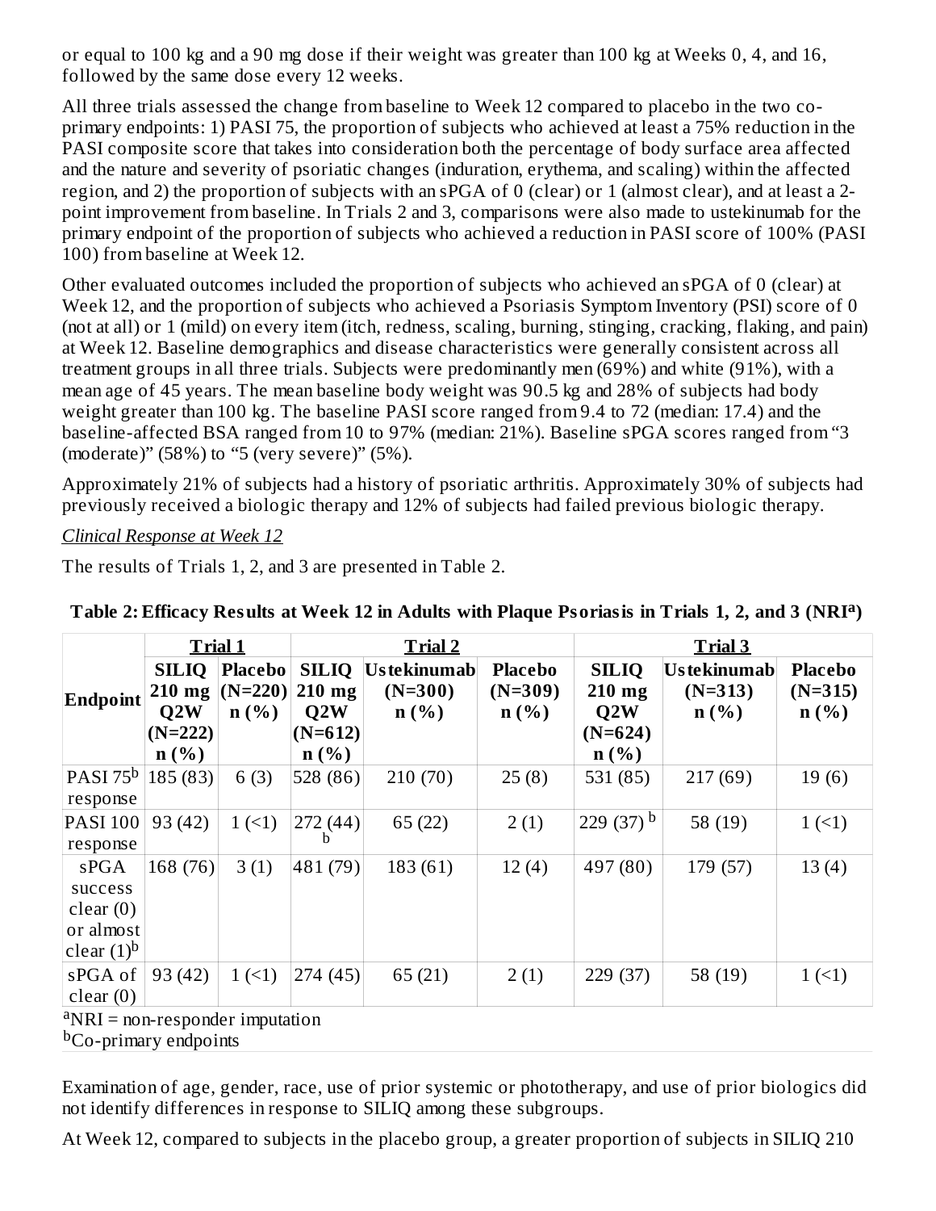or equal to 100 kg and a 90 mg dose if their weight was greater than 100 kg at Weeks 0, 4, and 16, followed by the same dose every 12 weeks.

All three trials assessed the change from baseline to Week 12 compared to placebo in the two co-primary endpoints: 1) PASI 75, the proportion of subjects who achieved at least a 75% reduction in the PASI composite score that takes into consideration both the percentage of body surface area affected and the nature and severity of psoriatic changes (induration, erythema, and scaling) within the affected region, and 2) the proportion of subjects with an sPGA of 0 (clear) or 1 (almost clear), and at least a 2-point improvement from baseline. In Trials 2 and 3, comparisons were also made to ustekinumab for the primary endpoint of the proportion of subjects who achieved a reduction in PASI score of 100% (PASI 100) from baseline at Week 12.

Other evaluated outcomes included the proportion of subjects who achieved an sPGA of 0 (clear) at Week 12, and the proportion of subjects who achieved a Psoriasis Symptom Inventory (PSI) score of 0 (not at all) or 1 (mild) on every item (itch, redness, scaling, burning, stinging, cracking, flaking, and pain) at Week 12. Baseline demographics and disease characteristics were generally consistent across all treatment groups in all three trials. Subjects were predominantly men (69%) and white (91%), with a mean age of 45 years. The mean baseline body weight was 90.5 kg and 28% of subjects had body weight greater than 100 kg. The baseline PASI score ranged from 9.4 to 72 (median: 17.4) and the baseline-affected BSA ranged from 10 to 97% (median: 21%). Baseline sPGA scores ranged from "3 (moderate)" (58%) to "5 (very severe)" (5%).

Approximately 21% of subjects had a history of psoriatic arthritis. Approximately 30% of subjects had previously received a biologic therapy and 12% of subjects had failed previous biologic therapy.

*Clinical Response at Week 12*

The results of Trials 1, 2, and 3 are presented in Table 2.

**Table 2: Efficacy Results at Week 12 in Adults with Plaque Psoriasis in Trials 1, 2, and 3 (NRI[a])**

| Endpoint | Trial 1 | | Trial 2 | | | Trial 3 | | |
|---|---|---|---|---|---|---|---|---|
| | SILIQ 210 mg Q2W (N=222) n (%) | Placebo (N=220) n (%) | SILIQ 210 mg Q2W (N=612) n (%) | Ustekinumab (N=300) n (%) | Placebo (N=309) n (%) | SILIQ 210 mg Q2W (N=624) n (%) | Ustekinumab (N=313) n (%) | Placebo (N=315) n (%) |
| PASI 75[b] response | 185 (83) | 6 (3) | 528 (86) | 210 (70) | 25 (8) | 531 (85) | 217 (69) | 19 (6) |
| PASI 100 response | 93 (42) | 1 (<1) | 272 (44) [b] | 65 (22) | 2 (1) | 229 (37) [b] | 58 (19) | 1 (<1) |
| sPGA success clear (0) or almost clear (1)[b] | 168 (76) | 3 (1) | 481 (79) | 183 (61) | 12 (4) | 497 (80) | 179 (57) | 13 (4) |
| sPGA of clear (0) | 93 (42) | 1 (<1) | 274 (45) | 65 (21) | 2 (1) | 229 (37) | 58 (19) | 1 (<1) |

[a]NRI = non-responder imputation
[b]Co-primary endpoints

Examination of age, gender, race, use of prior systemic or phototherapy, and use of prior biologics did not identify differences in response to SILIQ among these subgroups.

At Week 12, compared to subjects in the placebo group, a greater proportion of subjects in SILIQ 210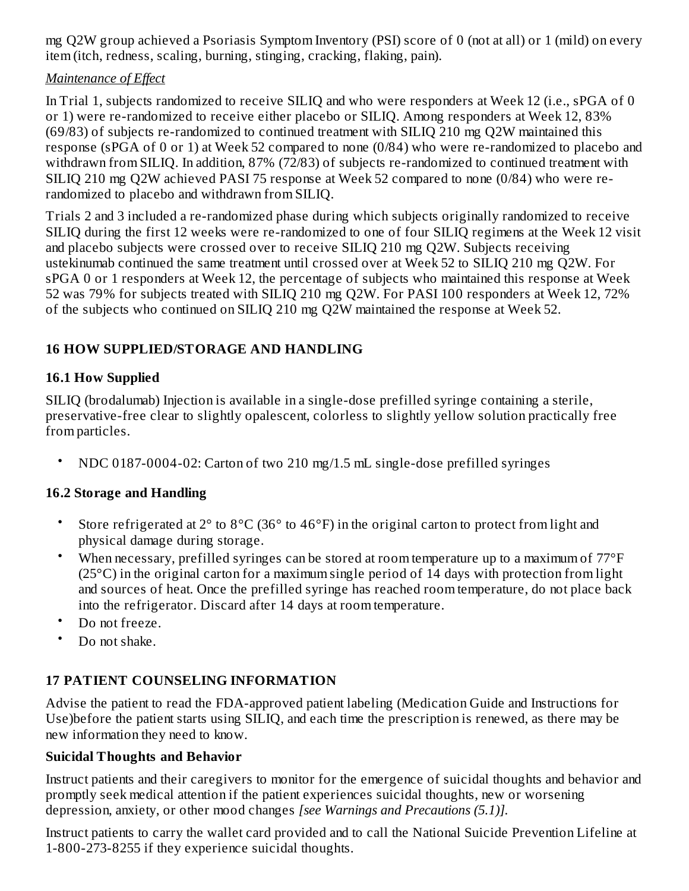mg Q2W group achieved a Psoriasis Symptom Inventory (PSI) score of 0 (not at all) or 1 (mild) on every item (itch, redness, scaling, burning, stinging, cracking, flaking, pain).

*Maintenance of Effect*

In Trial 1, subjects randomized to receive SILIQ and who were responders at Week 12 (i.e., sPGA of 0 or 1) were re-randomized to receive either placebo or SILIQ. Among responders at Week 12, 83% (69/83) of subjects re-randomized to continued treatment with SILIQ 210 mg Q2W maintained this response (sPGA of 0 or 1) at Week 52 compared to none (0/84) who were re-randomized to placebo and withdrawn from SILIQ. In addition, 87% (72/83) of subjects re-randomized to continued treatment with SILIQ 210 mg Q2W achieved PASI 75 response at Week 52 compared to none (0/84) who were re-randomized to placebo and withdrawn from SILIQ.

Trials 2 and 3 included a re-randomized phase during which subjects originally randomized to receive SILIQ during the first 12 weeks were re-randomized to one of four SILIQ regimens at the Week 12 visit and placebo subjects were crossed over to receive SILIQ 210 mg Q2W. Subjects receiving ustekinumab continued the same treatment until crossed over at Week 52 to SILIQ 210 mg Q2W. For sPGA 0 or 1 responders at Week 12, the percentage of subjects who maintained this response at Week 52 was 79% for subjects treated with SILIQ 210 mg Q2W. For PASI 100 responders at Week 12, 72% of the subjects who continued on SILIQ 210 mg Q2W maintained the response at Week 52.

## 16 HOW SUPPLIED/STORAGE AND HANDLING

### 16.1 How Supplied

SILIQ (brodalumab) Injection is available in a single-dose prefilled syringe containing a sterile, preservative-free clear to slightly opalescent, colorless to slightly yellow solution practically free from particles.

- NDC 0187-0004-02: Carton of two 210 mg/1.5 mL single-dose prefilled syringes

### 16.2 Storage and Handling

- Store refrigerated at 2° to 8°C (36° to 46°F) in the original carton to protect from light and physical damage during storage.
- When necessary, prefilled syringes can be stored at room temperature up to a maximum of 77°F (25°C) in the original carton for a maximum single period of 14 days with protection from light and sources of heat. Once the prefilled syringe has reached room temperature, do not place back into the refrigerator. Discard after 14 days at room temperature.
- Do not freeze.
- Do not shake.

## 17 PATIENT COUNSELING INFORMATION

Advise the patient to read the FDA-approved patient labeling (Medication Guide and Instructions for Use)before the patient starts using SILIQ, and each time the prescription is renewed, as there may be new information they need to know.

**Suicidal Thoughts and Behavior**

Instruct patients and their caregivers to monitor for the emergence of suicidal thoughts and behavior and promptly seek medical attention if the patient experiences suicidal thoughts, new or worsening depression, anxiety, or other mood changes *[see Warnings and Precautions (5.1)].*

Instruct patients to carry the wallet card provided and to call the National Suicide Prevention Lifeline at 1-800-273-8255 if they experience suicidal thoughts.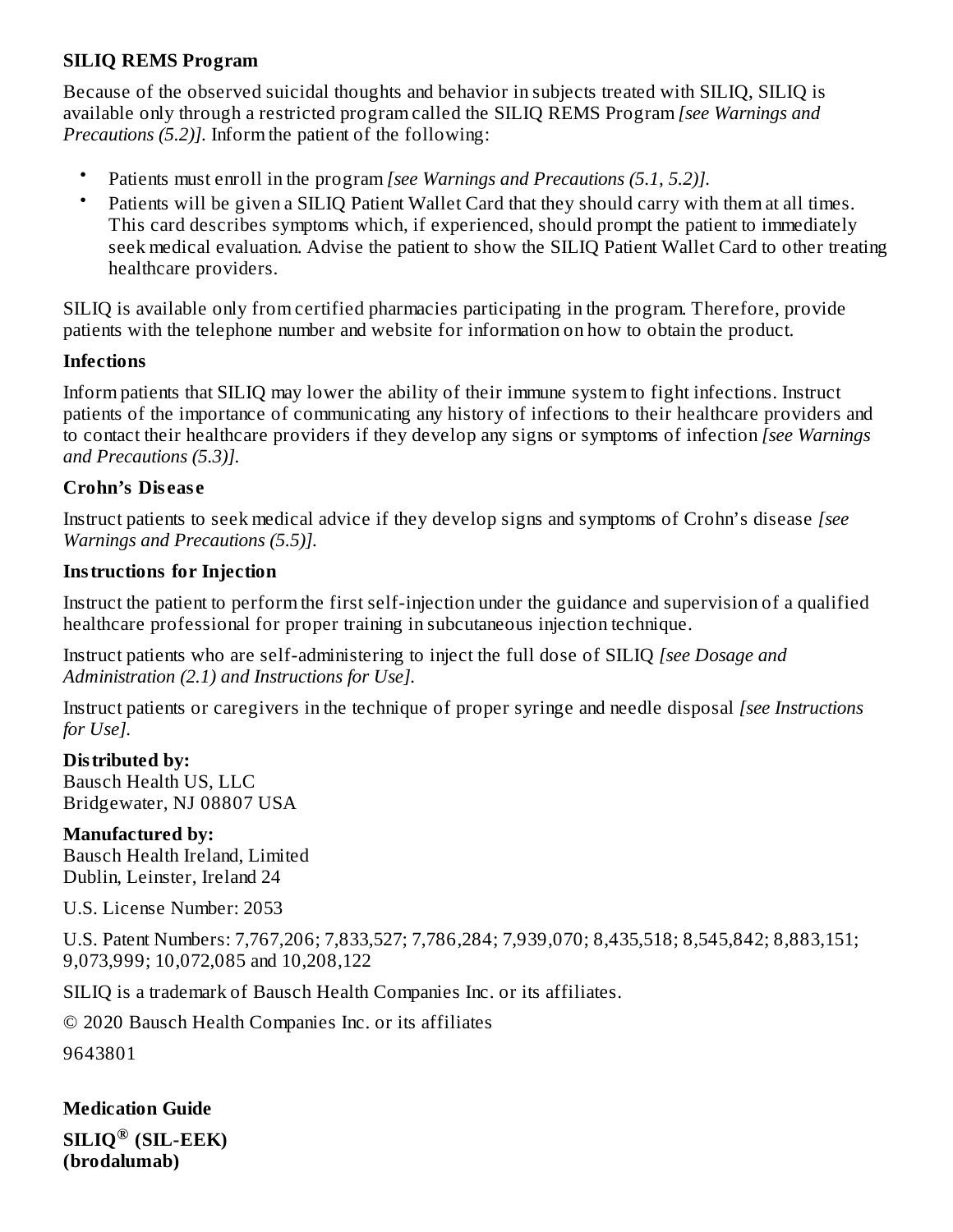**SILIQ REMS Program**

Because of the observed suicidal thoughts and behavior in subjects treated with SILIQ, SILIQ is available only through a restricted program called the SILIQ REMS Program *[see Warnings and Precautions (5.2)]*. Inform the patient of the following:

- Patients must enroll in the program *[see Warnings and Precautions (5.1, 5.2)]*.
- Patients will be given a SILIQ Patient Wallet Card that they should carry with them at all times. This card describes symptoms which, if experienced, should prompt the patient to immediately seek medical evaluation. Advise the patient to show the SILIQ Patient Wallet Card to other treating healthcare providers.

SILIQ is available only from certified pharmacies participating in the program. Therefore, provide patients with the telephone number and website for information on how to obtain the product.

**Infections**

Inform patients that SILIQ may lower the ability of their immune system to fight infections. Instruct patients of the importance of communicating any history of infections to their healthcare providers and to contact their healthcare providers if they develop any signs or symptoms of infection *[see Warnings and Precautions (5.3)]*.

**Crohn's Disease**

Instruct patients to seek medical advice if they develop signs and symptoms of Crohn's disease *[see Warnings and Precautions (5.5)]*.

**Instructions for Injection**

Instruct the patient to perform the first self-injection under the guidance and supervision of a qualified healthcare professional for proper training in subcutaneous injection technique.

Instruct patients who are self-administering to inject the full dose of SILIQ *[see Dosage and Administration (2.1) and Instructions for Use]*.

Instruct patients or caregivers in the technique of proper syringe and needle disposal *[see Instructions for Use]*.

**Distributed by:**
Bausch Health US, LLC
Bridgewater, NJ 08807 USA

**Manufactured by:**
Bausch Health Ireland, Limited
Dublin, Leinster, Ireland 24

U.S. License Number: 2053

U.S. Patent Numbers: 7,767,206; 7,833,527; 7,786,284; 7,939,070; 8,435,518; 8,545,842; 8,883,151; 9,073,999; 10,072,085 and 10,208,122

SILIQ is a trademark of Bausch Health Companies Inc. or its affiliates.

© 2020 Bausch Health Companies Inc. or its affiliates

9643801

**Medication Guide**

**SILIQ® (SIL-EEK)**
**(brodalumab)**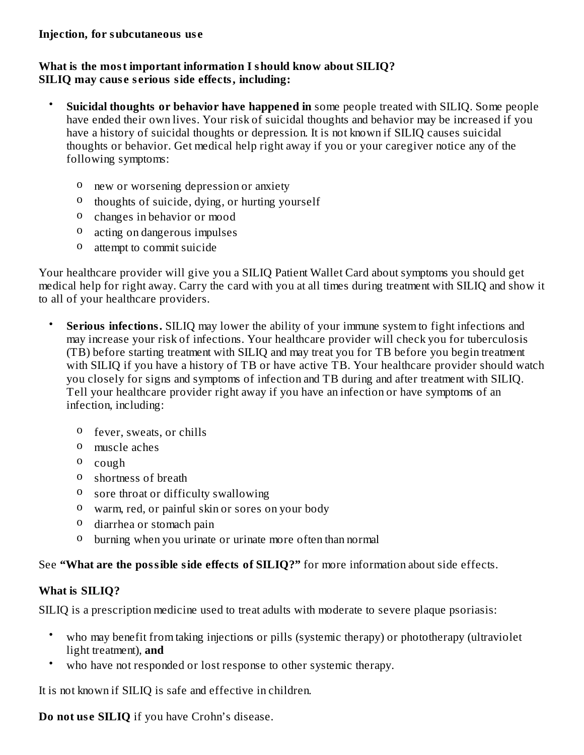**Injection, for subcutaneous use**

**What is the most important information I should know about SILIQ?**
**SILIQ may cause serious side effects, including:**

- **Suicidal thoughts or behavior have happened in** some people treated with SILIQ. Some people have ended their own lives. Your risk of suicidal thoughts and behavior may be increased if you have a history of suicidal thoughts or depression. It is not known if SILIQ causes suicidal thoughts or behavior. Get medical help right away if you or your caregiver notice any of the following symptoms:
    - new or worsening depression or anxiety
    - thoughts of suicide, dying, or hurting yourself
    - changes in behavior or mood
    - acting on dangerous impulses
    - attempt to commit suicide

Your healthcare provider will give you a SILIQ Patient Wallet Card about symptoms you should get medical help for right away. Carry the card with you at all times during treatment with SILIQ and show it to all of your healthcare providers.

- **Serious infections.** SILIQ may lower the ability of your immune system to fight infections and may increase your risk of infections. Your healthcare provider will check you for tuberculosis (TB) before starting treatment with SILIQ and may treat you for TB before you begin treatment with SILIQ if you have a history of TB or have active TB. Your healthcare provider should watch you closely for signs and symptoms of infection and TB during and after treatment with SILIQ. Tell your healthcare provider right away if you have an infection or have symptoms of an infection, including:
    - fever, sweats, or chills
    - muscle aches
    - cough
    - shortness of breath
    - sore throat or difficulty swallowing
    - warm, red, or painful skin or sores on your body
    - diarrhea or stomach pain
    - burning when you urinate or urinate more often than normal

See **"What are the possible side effects of SILIQ?"** for more information about side effects.

**What is SILIQ?**

SILIQ is a prescription medicine used to treat adults with moderate to severe plaque psoriasis:

- who may benefit from taking injections or pills (systemic therapy) or phototherapy (ultraviolet light treatment), **and**
- who have not responded or lost response to other systemic therapy.

It is not known if SILIQ is safe and effective in children.

**Do not use SILIQ** if you have Crohn's disease.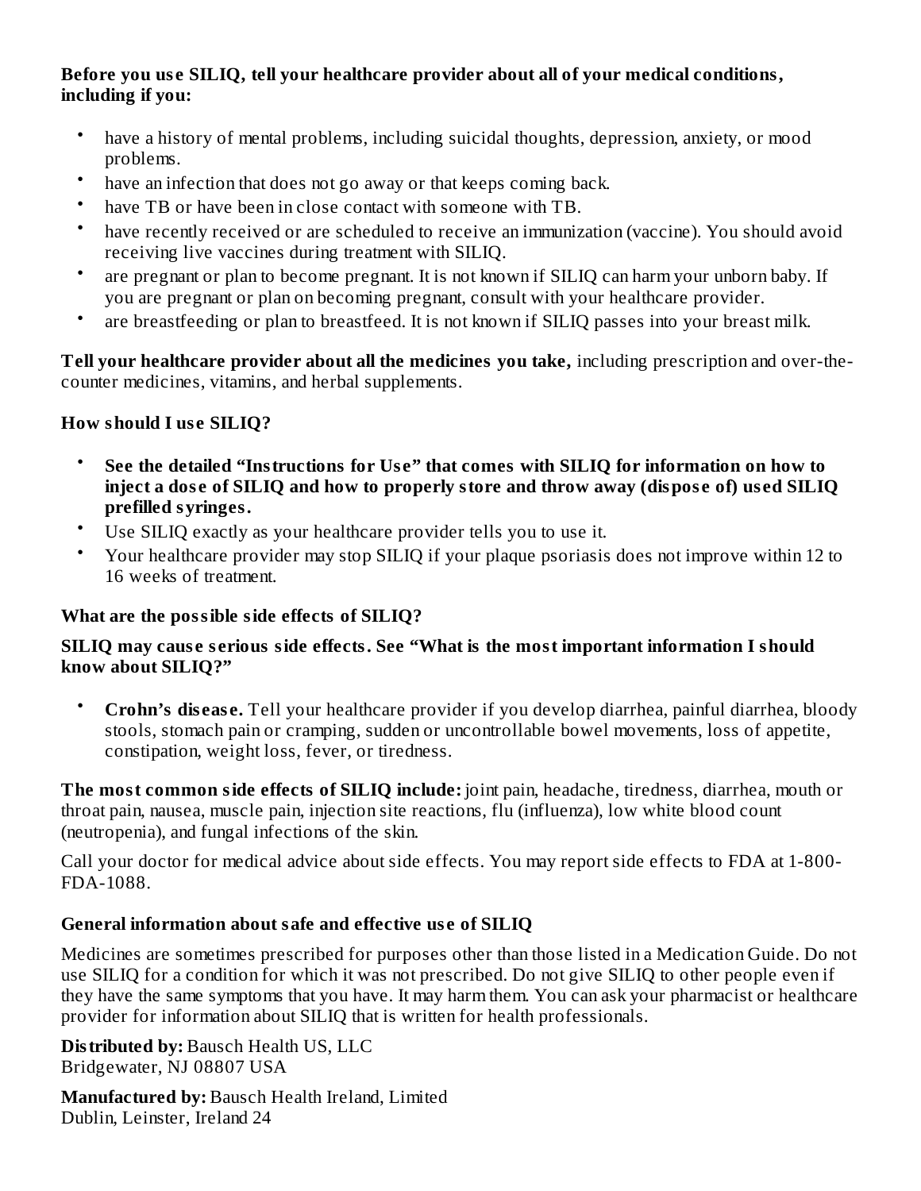**Before you use SILIQ, tell your healthcare provider about all of your medical conditions, including if you:**

- have a history of mental problems, including suicidal thoughts, depression, anxiety, or mood problems.
- have an infection that does not go away or that keeps coming back.
- have TB or have been in close contact with someone with TB.
- have recently received or are scheduled to receive an immunization (vaccine). You should avoid receiving live vaccines during treatment with SILIQ.
- are pregnant or plan to become pregnant. It is not known if SILIQ can harm your unborn baby. If you are pregnant or plan on becoming pregnant, consult with your healthcare provider.
- are breastfeeding or plan to breastfeed. It is not known if SILIQ passes into your breast milk.

**Tell your healthcare provider about all the medicines you take,** including prescription and over-the-counter medicines, vitamins, and herbal supplements.

### How should I use SILIQ?

- **See the detailed "Instructions for Use" that comes with SILIQ for information on how to inject a dose of SILIQ and how to properly store and throw away (dispose of) used SILIQ prefilled syringes.**
- Use SILIQ exactly as your healthcare provider tells you to use it.
- Your healthcare provider may stop SILIQ if your plaque psoriasis does not improve within 12 to 16 weeks of treatment.

### What are the possible side effects of SILIQ?

**SILIQ may cause serious side effects. See "What is the most important information I should know about SILIQ?"**

- **Crohn's disease.** Tell your healthcare provider if you develop diarrhea, painful diarrhea, bloody stools, stomach pain or cramping, sudden or uncontrollable bowel movements, loss of appetite, constipation, weight loss, fever, or tiredness.

**The most common side effects of SILIQ include:** joint pain, headache, tiredness, diarrhea, mouth or throat pain, nausea, muscle pain, injection site reactions, flu (influenza), low white blood count (neutropenia), and fungal infections of the skin.

Call your doctor for medical advice about side effects. You may report side effects to FDA at 1-800-FDA-1088.

### General information about safe and effective use of SILIQ

Medicines are sometimes prescribed for purposes other than those listed in a Medication Guide. Do not use SILIQ for a condition for which it was not prescribed. Do not give SILIQ to other people even if they have the same symptoms that you have. It may harm them. You can ask your pharmacist or healthcare provider for information about SILIQ that is written for health professionals.

**Distributed by:** Bausch Health US, LLC
Bridgewater, NJ 08807 USA

**Manufactured by:** Bausch Health Ireland, Limited
Dublin, Leinster, Ireland 24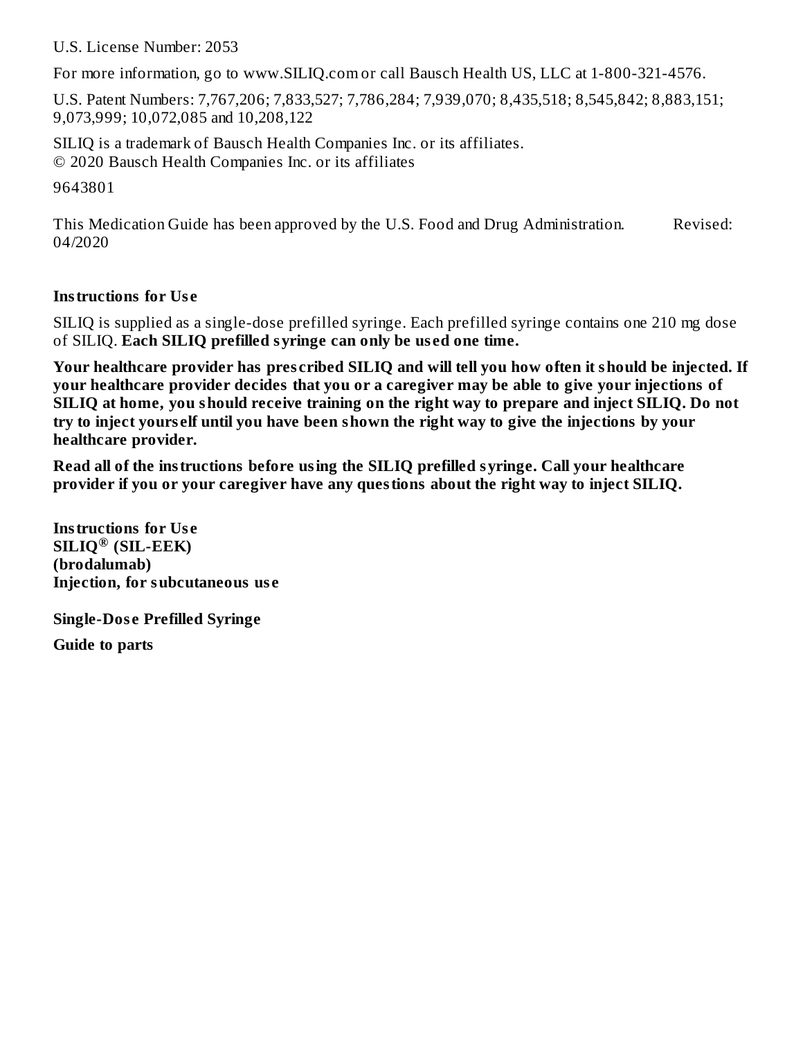U.S. License Number: 2053

For more information, go to www.SILIQ.com or call Bausch Health US, LLC at 1-800-321-4576.

U.S. Patent Numbers: 7,767,206; 7,833,527; 7,786,284; 7,939,070; 8,435,518; 8,545,842; 8,883,151; 9,073,999; 10,072,085 and 10,208,122

SILIQ is a trademark of Bausch Health Companies Inc. or its affiliates.
© 2020 Bausch Health Companies Inc. or its affiliates

9643801

This Medication Guide has been approved by the U.S. Food and Drug Administration. Revised: 04/2020

**Instructions for Use**

SILIQ is supplied as a single-dose prefilled syringe. Each prefilled syringe contains one 210 mg dose of SILIQ. **Each SILIQ prefilled syringe can only be used one time.**

**Your healthcare provider has prescribed SILIQ and will tell you how often it should be injected. If your healthcare provider decides that you or a caregiver may be able to give your injections of SILIQ at home, you should receive training on the right way to prepare and inject SILIQ. Do not try to inject yourself until you have been shown the right way to give the injections by your healthcare provider.**

**Read all of the instructions before using the SILIQ prefilled syringe. Call your healthcare provider if you or your caregiver have any questions about the right way to inject SILIQ.**

**Instructions for Use**
**SILIQ® (SIL-EEK)**
**(brodalumab)**
**Injection, for subcutaneous use**

**Single-Dose Prefilled Syringe**

**Guide to parts**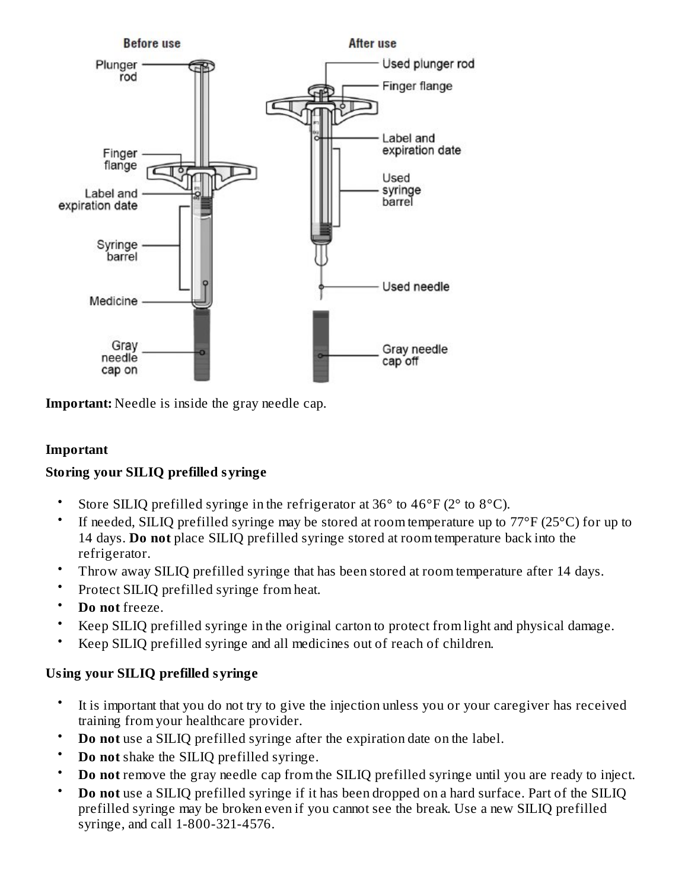**Important:** Needle is inside the gray needle cap.

**Important**

**Storing your SILIQ prefilled syringe**

- Store SILIQ prefilled syringe in the refrigerator at 36° to 46°F (2° to 8°C).
- If needed, SILIQ prefilled syringe may be stored at room temperature up to 77°F (25°C) for up to 14 days. **Do not** place SILIQ prefilled syringe stored at room temperature back into the refrigerator.
- Throw away SILIQ prefilled syringe that has been stored at room temperature after 14 days.
- Protect SILIQ prefilled syringe from heat.
- **Do not** freeze.
- Keep SILIQ prefilled syringe in the original carton to protect from light and physical damage.
- Keep SILIQ prefilled syringe and all medicines out of reach of children.

**Using your SILIQ prefilled syringe**

- It is important that you do not try to give the injection unless you or your caregiver has received training from your healthcare provider.
- **Do not** use a SILIQ prefilled syringe after the expiration date on the label.
- **Do not** shake the SILIQ prefilled syringe.
- **Do not** remove the gray needle cap from the SILIQ prefilled syringe until you are ready to inject.
- **Do not** use a SILIQ prefilled syringe if it has been dropped on a hard surface. Part of the SILIQ prefilled syringe may be broken even if you cannot see the break. Use a new SILIQ prefilled syringe, and call 1-800-321-4576.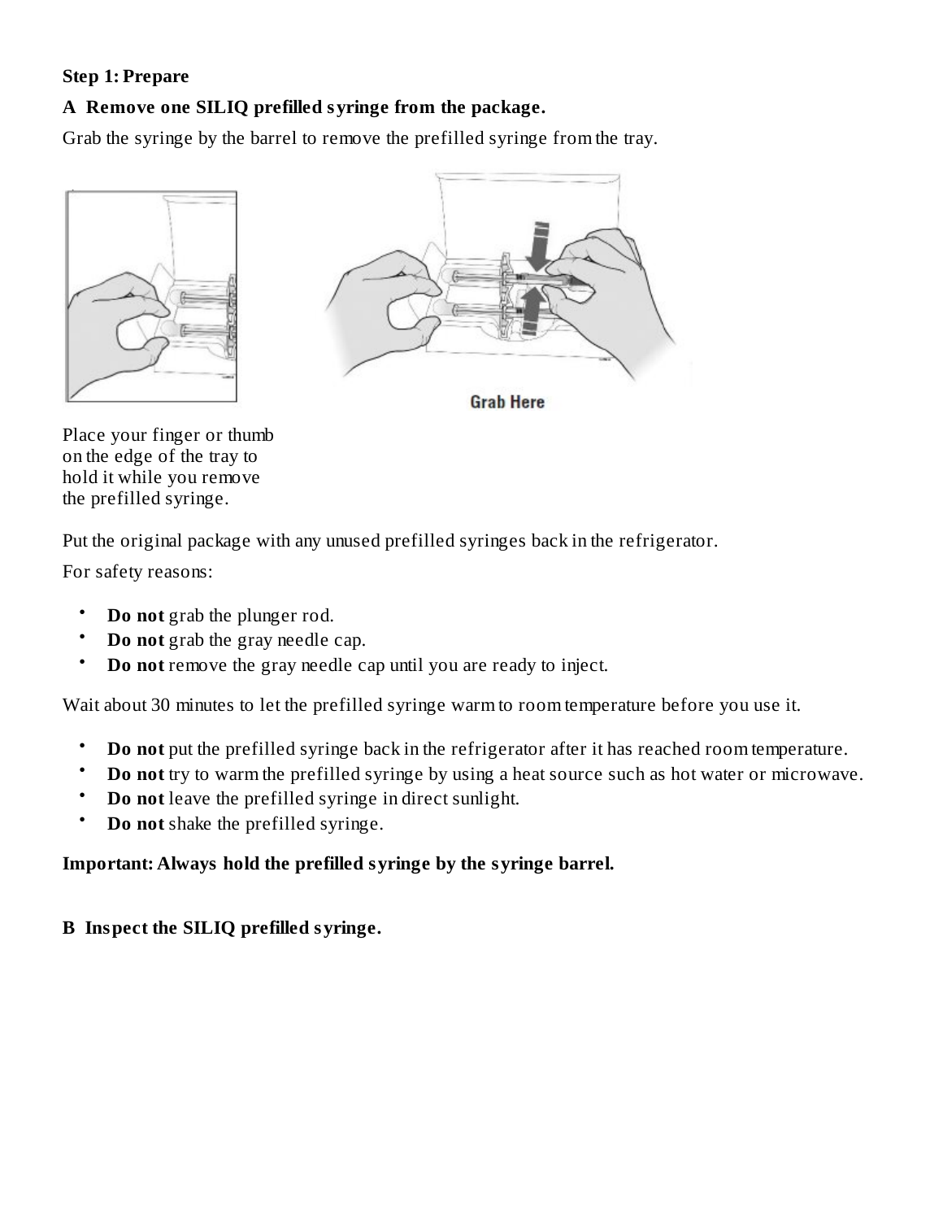**Step 1: Prepare**

**A Remove one SILIQ prefilled syringe from the package.**

Grab the syringe by the barrel to remove the prefilled syringe from the tray.

Grab Here

Place your finger or thumb on the edge of the tray to hold it while you remove the prefilled syringe.

Put the original package with any unused prefilled syringes back in the refrigerator.

For safety reasons:

- **Do not** grab the plunger rod.
- **Do not** grab the gray needle cap.
- **Do not** remove the gray needle cap until you are ready to inject.

Wait about 30 minutes to let the prefilled syringe warm to room temperature before you use it.

- **Do not** put the prefilled syringe back in the refrigerator after it has reached room temperature.
- **Do not** try to warm the prefilled syringe by using a heat source such as hot water or microwave.
- **Do not** leave the prefilled syringe in direct sunlight.
- **Do not** shake the prefilled syringe.

**Important: Always hold the prefilled syringe by the syringe barrel.**

**B Inspect the SILIQ prefilled syringe.**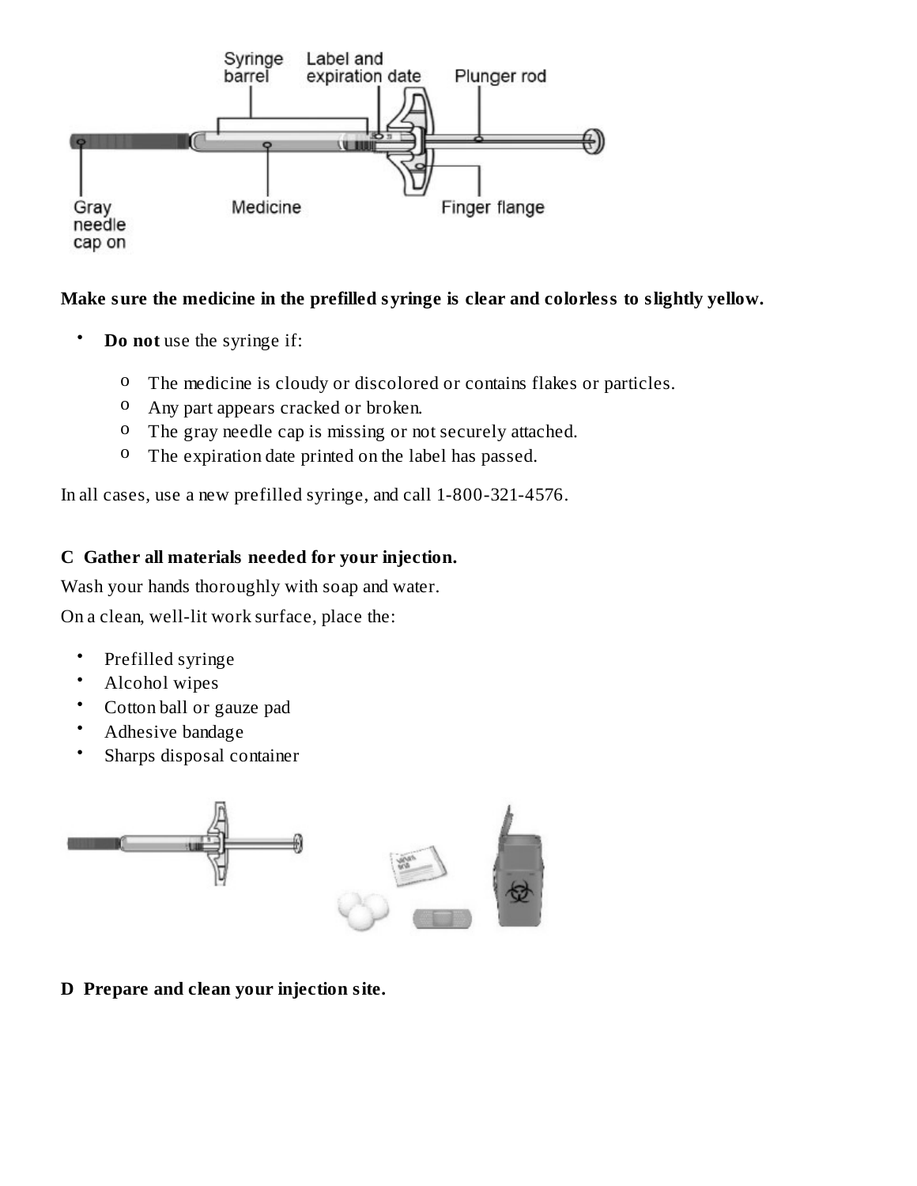**Make sure the medicine in the prefilled syringe is clear and colorless to slightly yellow.**

- **Do not** use the syringe if:
  - The medicine is cloudy or discolored or contains flakes or particles.
  - Any part appears cracked or broken.
  - The gray needle cap is missing or not securely attached.
  - The expiration date printed on the label has passed.

In all cases, use a new prefilled syringe, and call 1-800-321-4576.

**C Gather all materials needed for your injection.**

Wash your hands thoroughly with soap and water.

On a clean, well-lit work surface, place the:

- Prefilled syringe
- Alcohol wipes
- Cotton ball or gauze pad
- Adhesive bandage
- Sharps disposal container

**D Prepare and clean your injection site.**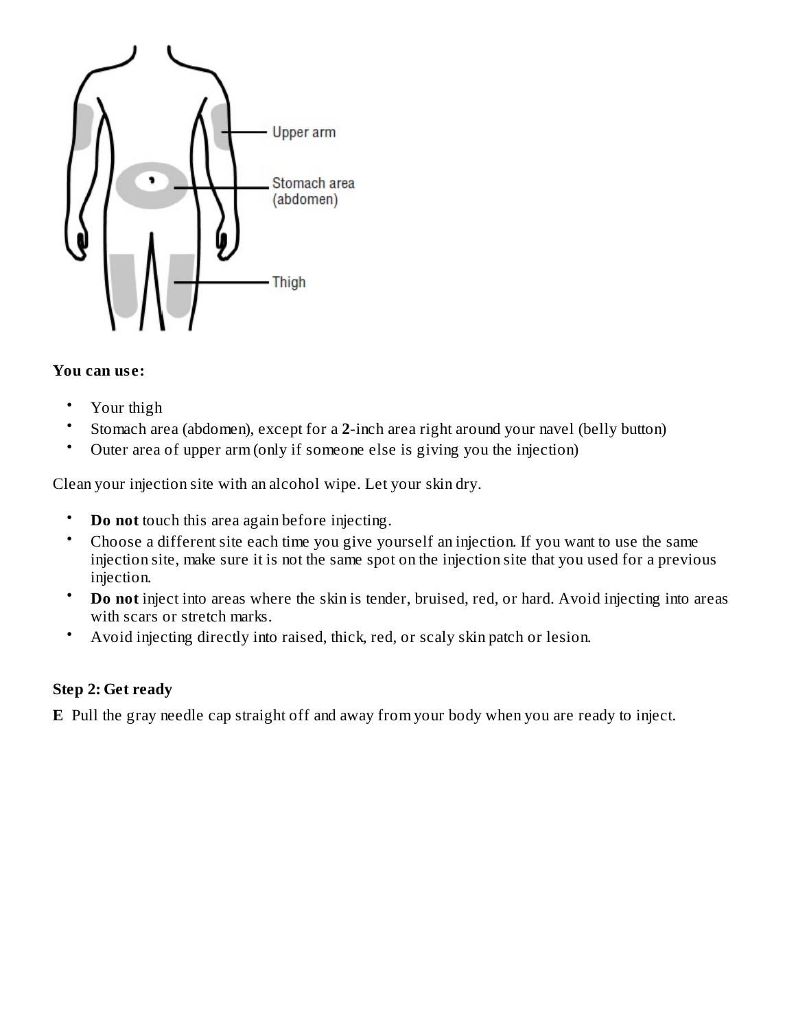Upper arm

Stomach area (abdomen)

Thigh

**You can use:**

- Your thigh
- Stomach area (abdomen), except for a **2**-inch area right around your navel (belly button)
- Outer area of upper arm (only if someone else is giving you the injection)

Clean your injection site with an alcohol wipe. Let your skin dry.

- **Do not** touch this area again before injecting.
- Choose a different site each time you give yourself an injection. If you want to use the same injection site, make sure it is not the same spot on the injection site that you used for a previous injection.
- **Do not** inject into areas where the skin is tender, bruised, red, or hard. Avoid injecting into areas with scars or stretch marks.
- Avoid injecting directly into raised, thick, red, or scaly skin patch or lesion.

**Step 2: Get ready**

**E** Pull the gray needle cap straight off and away from your body when you are ready to inject.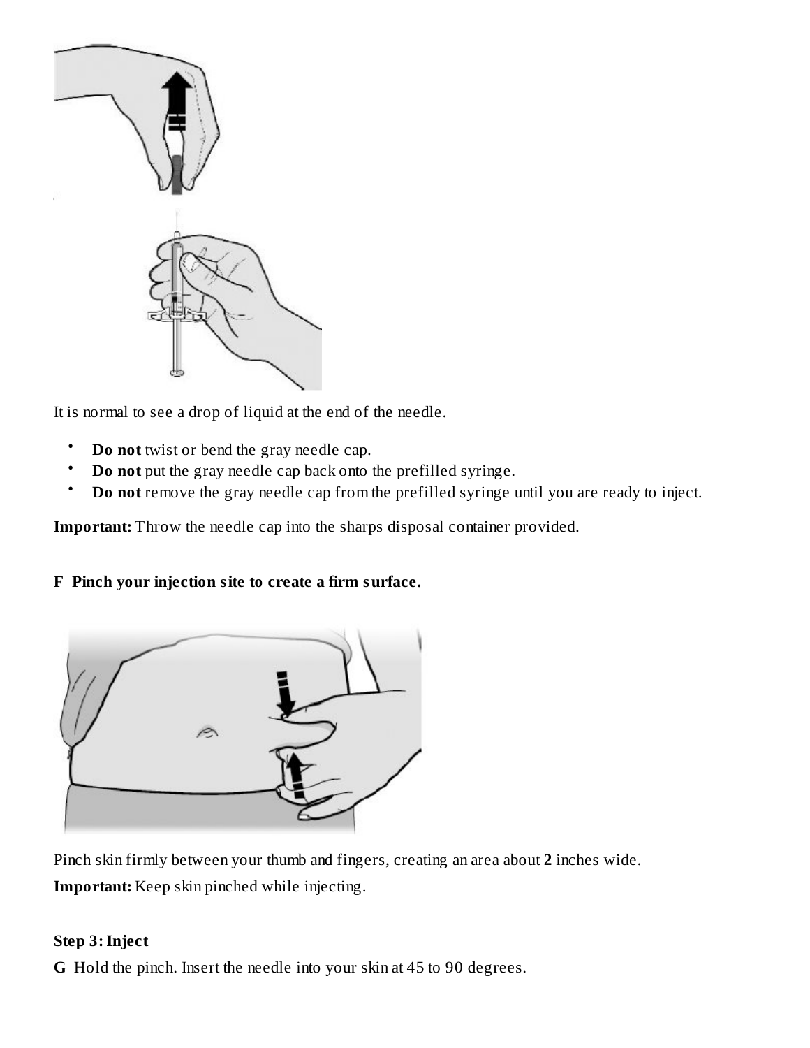It is normal to see a drop of liquid at the end of the needle.

- **Do not** twist or bend the gray needle cap.
- **Do not** put the gray needle cap back onto the prefilled syringe.
- **Do not** remove the gray needle cap from the prefilled syringe until you are ready to inject.

**Important:** Throw the needle cap into the sharps disposal container provided.

**F Pinch your injection site to create a firm surface.**

Pinch skin firmly between your thumb and fingers, creating an area about **2** inches wide.

**Important:** Keep skin pinched while injecting.

**Step 3: Inject**

**G** Hold the pinch. Insert the needle into your skin at 45 to 90 degrees.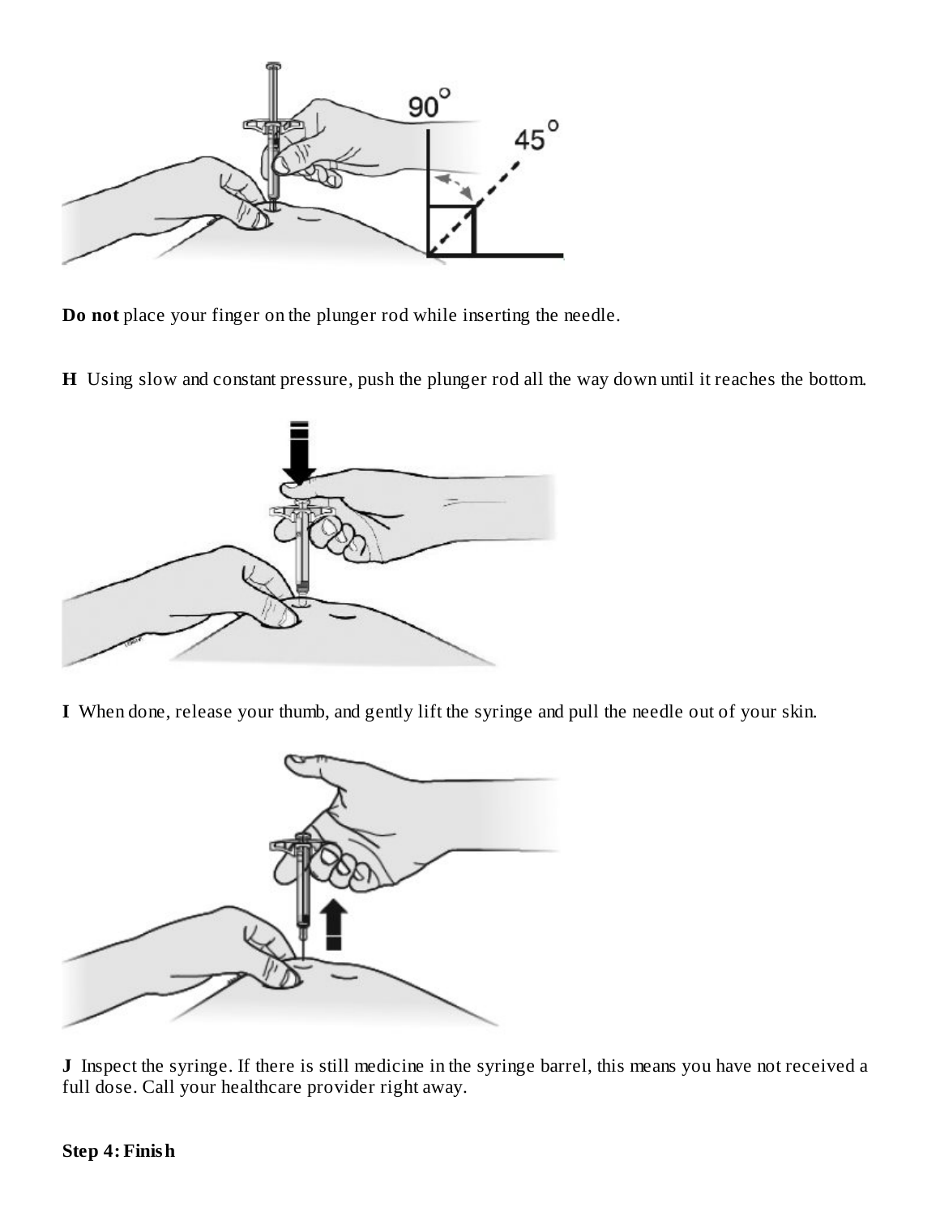**Do not** place your finger on the plunger rod while inserting the needle.

**H** Using slow and constant pressure, push the plunger rod all the way down until it reaches the bottom.

**I** When done, release your thumb, and gently lift the syringe and pull the needle out of your skin.

**J** Inspect the syringe. If there is still medicine in the syringe barrel, this means you have not received a full dose. Call your healthcare provider right away.

**Step 4: Finish**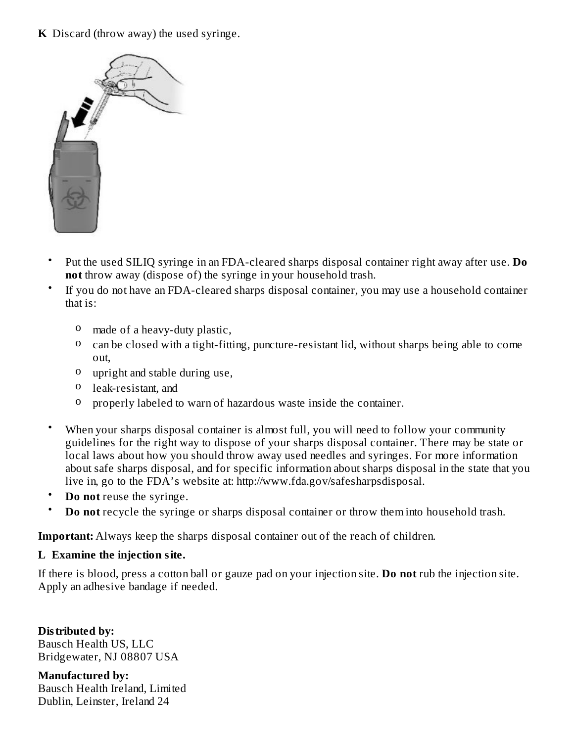**K** Discard (throw away) the used syringe.

- Put the used SILIQ syringe in an FDA-cleared sharps disposal container right away after use. **Do not** throw away (dispose of) the syringe in your household trash.
- If you do not have an FDA-cleared sharps disposal container, you may use a household container that is:
  - made of a heavy-duty plastic,
  - can be closed with a tight-fitting, puncture-resistant lid, without sharps being able to come out,
  - upright and stable during use,
  - leak-resistant, and
  - properly labeled to warn of hazardous waste inside the container.
- When your sharps disposal container is almost full, you will need to follow your community guidelines for the right way to dispose of your sharps disposal container. There may be state or local laws about how you should throw away used needles and syringes. For more information about safe sharps disposal, and for specific information about sharps disposal in the state that you live in, go to the FDA's website at: http://www.fda.gov/safesharpsdisposal.
- **Do not** reuse the syringe.
- **Do not** recycle the syringe or sharps disposal container or throw them into household trash.

**Important:** Always keep the sharps disposal container out of the reach of children.

**L Examine the injection site.**

If there is blood, press a cotton ball or gauze pad on your injection site. **Do not** rub the injection site. Apply an adhesive bandage if needed.

**Distributed by:**
Bausch Health US, LLC
Bridgewater, NJ 08807 USA

**Manufactured by:**
Bausch Health Ireland, Limited
Dublin, Leinster, Ireland 24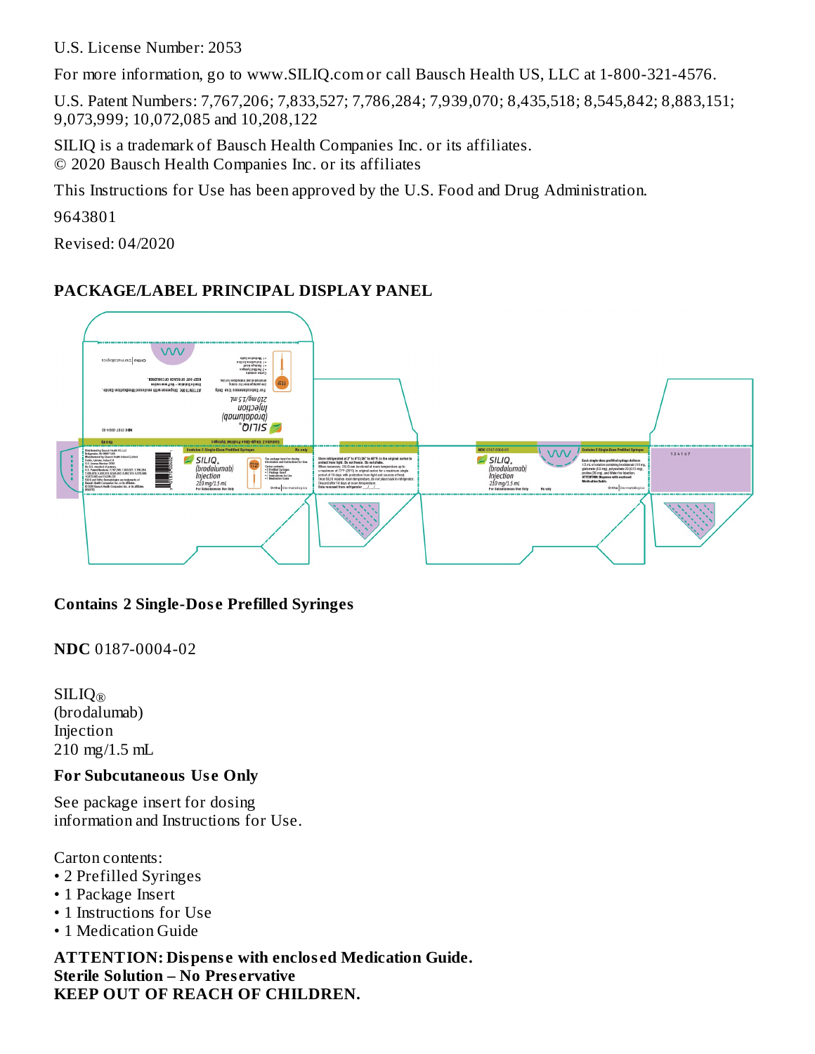U.S. License Number: 2053

For more information, go to www.SILIQ.com or call Bausch Health US, LLC at 1-800-321-4576.

U.S. Patent Numbers: 7,767,206; 7,833,527; 7,786,284; 7,939,070; 8,435,518; 8,545,842; 8,883,151; 9,073,999; 10,072,085 and 10,208,122

SILIQ is a trademark of Bausch Health Companies Inc. or its affiliates.
© 2020 Bausch Health Companies Inc. or its affiliates

This Instructions for Use has been approved by the U.S. Food and Drug Administration.

9643801

Revised: 04/2020

## PACKAGE/LABEL PRINCIPAL DISPLAY PANEL

**Contains 2 Single-Dose Prefilled Syringes**

**NDC** 0187-0004-02

SILIQ®
(brodalumab)
Injection
210 mg/1.5 mL

**For Subcutaneous Use Only**

See package insert for dosing
information and Instructions for Use.

Carton contents:
- 2 Prefilled Syringes
- 1 Package Insert
- 1 Instructions for Use
- 1 Medication Guide

**ATTENTION: Dispense with enclosed Medication Guide.**
**Sterile Solution – No Preservative**
**KEEP OUT OF REACH OF CHILDREN.**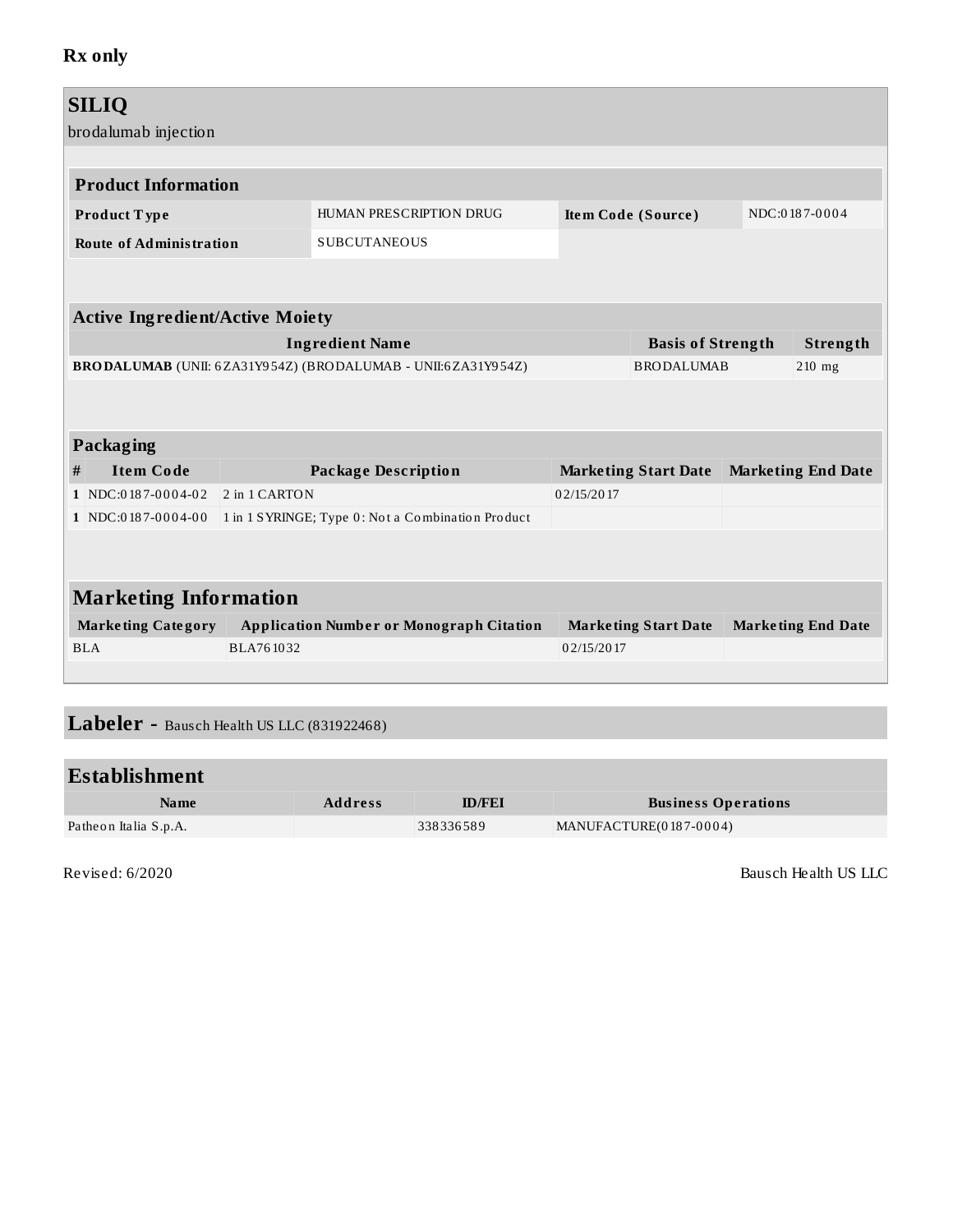**Rx only**

## SILIQ

brodalumab injection

| **Product Information** | | | |
|---|---|---|---|
| **Product Type** | HUMAN PRESCRIPTION DRUG | **Item Code (Source)** | NDC:0187-0004 |
| **Route of Administration** | SUBCUTANEOUS | | |

| **Active Ingredient/Active Moiety** | | |
|---|---|---|
| **Ingredient Name** | **Basis of Strength** | **Strength** |
| **BRODALUMAB** (UNII: 6ZA31Y954Z) (BRODALUMAB - UNII:6ZA31Y954Z) | BRODALUMAB | 210 mg |

| **Packaging** | | | | |
|---|---|---|---|---|
| **#** | **Item Code** | **Package Description** | **Marketing Start Date** | **Marketing End Date** |
| **1** | NDC:0187-0004-02 | 2 in 1 CARTON | 02/15/2017 | |
| **1** | NDC:0187-0004-00 | 1 in 1 SYRINGE; Type 0: Not a Combination Product | | |

| **Marketing Information** | | | |
|---|---|---|---|
| **Marketing Category** | **Application Number or Monograph Citation** | **Marketing Start Date** | **Marketing End Date** |
| BLA | BLA761032 | 02/15/2017 | |

## Labeler - Bausch Health US LLC (831922468)

| **Establishment** | | | |
|---|---|---|---|
| **Name** | **Address** | **ID/FEI** | **Business Operations** |
| Patheon Italia S.p.A. | | 338336589 | MANUFACTURE(0187-0004) |

Revised: 6/2020

Bausch Health US LLC